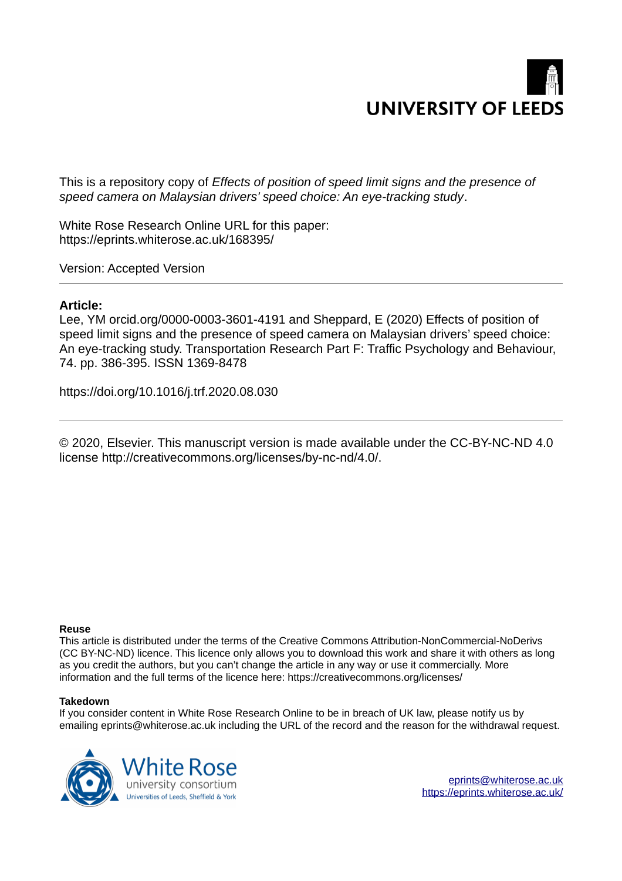UNIVERSITY OF LEEDS

This is a repository copy of *Effects of position of speed limit signs and the presence of speed camera on Malaysian drivers' speed choice: An eye-tracking study*.

White Rose Research Online URL for this paper:
https://eprints.whiterose.ac.uk/168395/

Version: Accepted Version

---

**Article:**

Lee, YM orcid.org/0000-0003-3601-4191 and Sheppard, E (2020) Effects of position of speed limit signs and the presence of speed camera on Malaysian drivers' speed choice: An eye-tracking study. Transportation Research Part F: Traffic Psychology and Behaviour, 74. pp. 386-395. ISSN 1369-8478

https://doi.org/10.1016/j.trf.2020.08.030

---

© 2020, Elsevier. This manuscript version is made available under the CC-BY-NC-ND 4.0 license http://creativecommons.org/licenses/by-nc-nd/4.0/.

**Reuse**

This article is distributed under the terms of the Creative Commons Attribution-NonCommercial-NoDerivs (CC BY-NC-ND) licence. This licence only allows you to download this work and share it with others as long as you credit the authors, but you can't change the article in any way or use it commercially. More information and the full terms of the licence here: https://creativecommons.org/licenses/

**Takedown**

If you consider content in White Rose Research Online to be in breach of UK law, please notify us by emailing eprints@whiterose.ac.uk including the URL of the record and the reason for the withdrawal request.

White Rose university consortium
Universities of Leeds, Sheffield & York

eprints@whiterose.ac.uk
https://eprints.whiterose.ac.uk/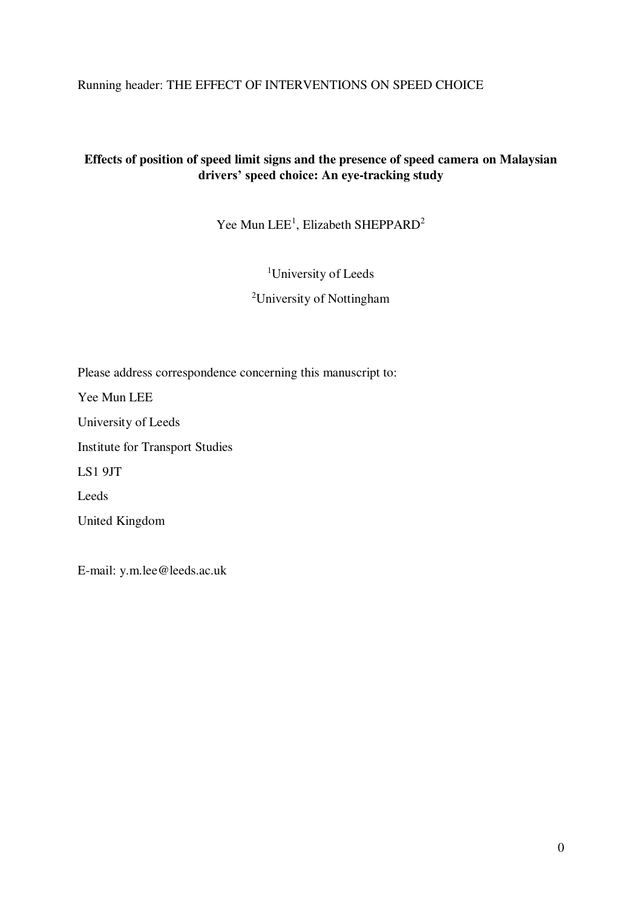Running header: THE EFFECT OF INTERVENTIONS ON SPEED CHOICE

# Effects of position of speed limit signs and the presence of speed camera on Malaysian drivers' speed choice: An eye-tracking study

Yee Mun LEE[1], Elizabeth SHEPPARD[2]

[1]University of Leeds

[2]University of Nottingham

Please address correspondence concerning this manuscript to:

Yee Mun LEE

University of Leeds

Institute for Transport Studies

LS1 9JT

Leeds

United Kingdom

E-mail: y.m.lee@leeds.ac.uk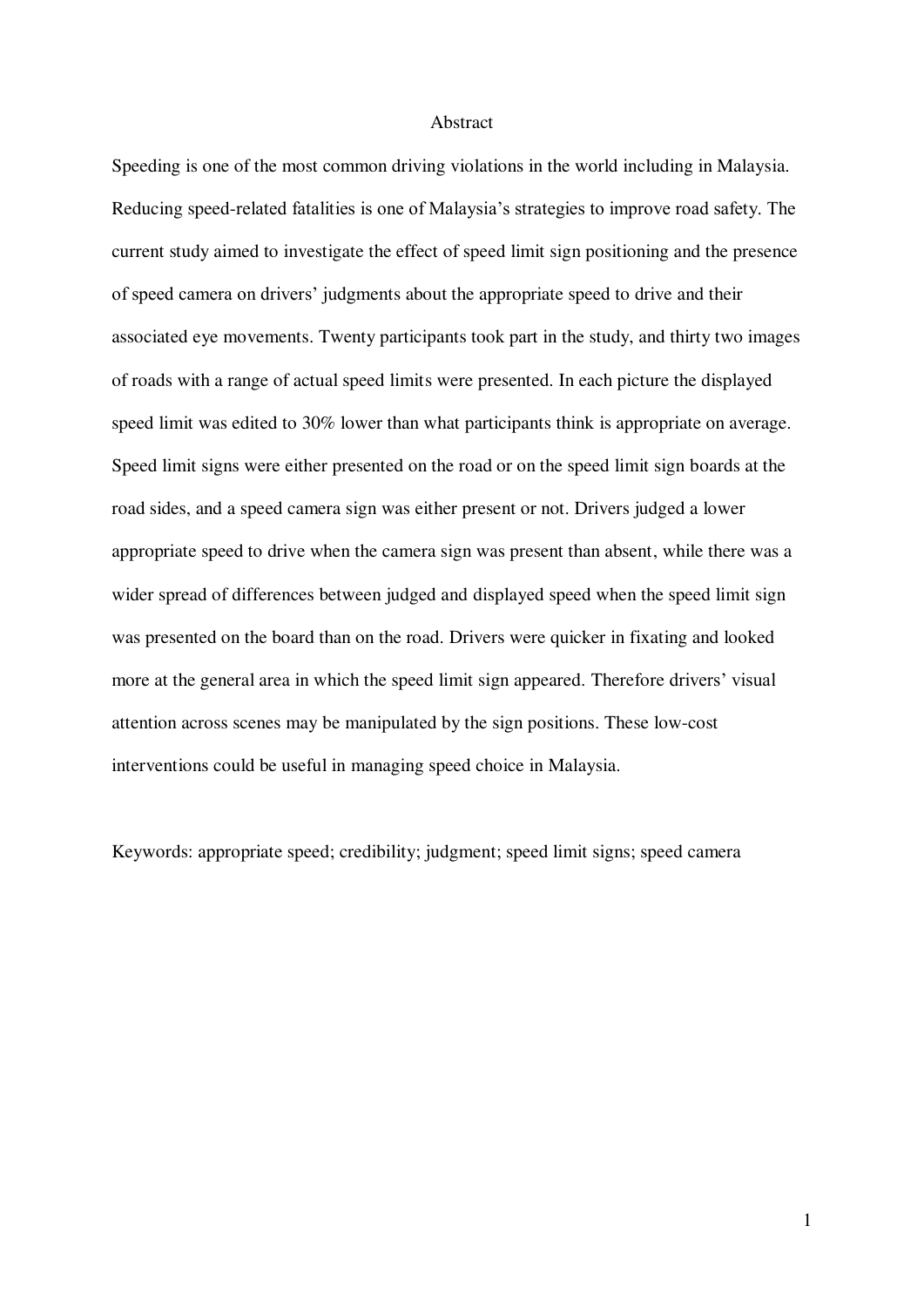# Abstract

Speeding is one of the most common driving violations in the world including in Malaysia. Reducing speed-related fatalities is one of Malaysia's strategies to improve road safety. The current study aimed to investigate the effect of speed limit sign positioning and the presence of speed camera on drivers' judgments about the appropriate speed to drive and their associated eye movements. Twenty participants took part in the study, and thirty two images of roads with a range of actual speed limits were presented. In each picture the displayed speed limit was edited to 30% lower than what participants think is appropriate on average. Speed limit signs were either presented on the road or on the speed limit sign boards at the road sides, and a speed camera sign was either present or not. Drivers judged a lower appropriate speed to drive when the camera sign was present than absent, while there was a wider spread of differences between judged and displayed speed when the speed limit sign was presented on the board than on the road. Drivers were quicker in fixating and looked more at the general area in which the speed limit sign appeared. Therefore drivers' visual attention across scenes may be manipulated by the sign positions. These low-cost interventions could be useful in managing speed choice in Malaysia.

Keywords: appropriate speed; credibility; judgment; speed limit signs; speed camera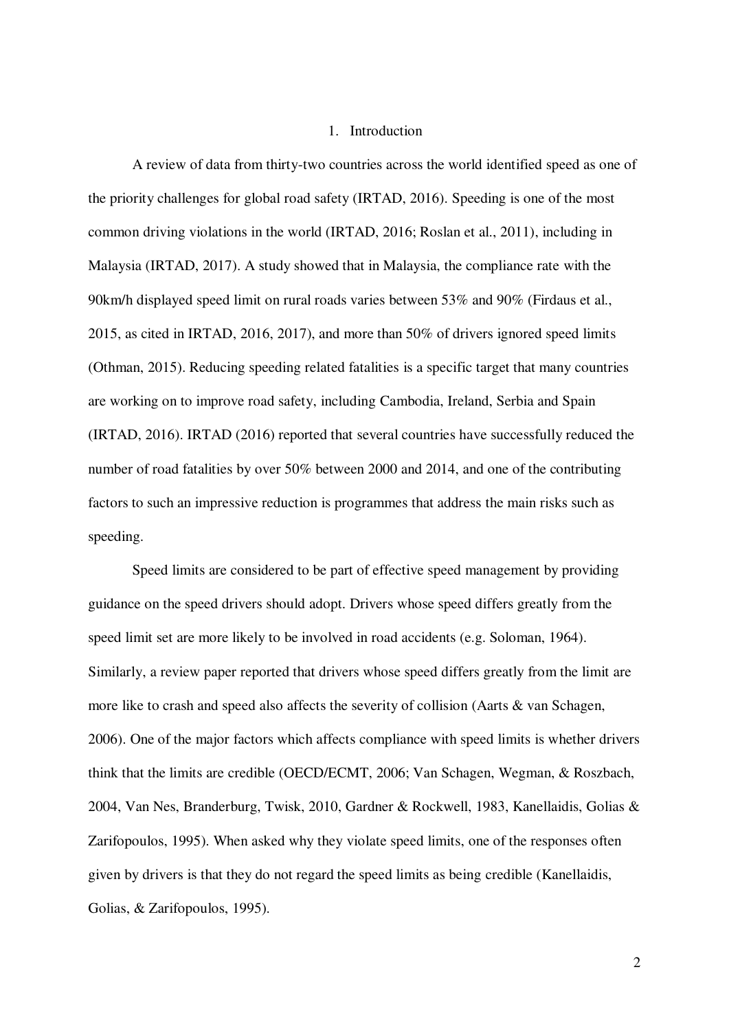# 1. Introduction

A review of data from thirty-two countries across the world identified speed as one of the priority challenges for global road safety (IRTAD, 2016). Speeding is one of the most common driving violations in the world (IRTAD, 2016; Roslan et al., 2011), including in Malaysia (IRTAD, 2017). A study showed that in Malaysia, the compliance rate with the 90km/h displayed speed limit on rural roads varies between 53% and 90% (Firdaus et al., 2015, as cited in IRTAD, 2016, 2017), and more than 50% of drivers ignored speed limits (Othman, 2015). Reducing speeding related fatalities is a specific target that many countries are working on to improve road safety, including Cambodia, Ireland, Serbia and Spain (IRTAD, 2016). IRTAD (2016) reported that several countries have successfully reduced the number of road fatalities by over 50% between 2000 and 2014, and one of the contributing factors to such an impressive reduction is programmes that address the main risks such as speeding.

Speed limits are considered to be part of effective speed management by providing guidance on the speed drivers should adopt. Drivers whose speed differs greatly from the speed limit set are more likely to be involved in road accidents (e.g. Soloman, 1964). Similarly, a review paper reported that drivers whose speed differs greatly from the limit are more like to crash and speed also affects the severity of collision (Aarts & van Schagen, 2006). One of the major factors which affects compliance with speed limits is whether drivers think that the limits are credible (OECD/ECMT, 2006; Van Schagen, Wegman, & Roszbach, 2004, Van Nes, Branderburg, Twisk, 2010, Gardner & Rockwell, 1983, Kanellaidis, Golias & Zarifopoulos, 1995). When asked why they violate speed limits, one of the responses often given by drivers is that they do not regard the speed limits as being credible (Kanellaidis, Golias, & Zarifopoulos, 1995).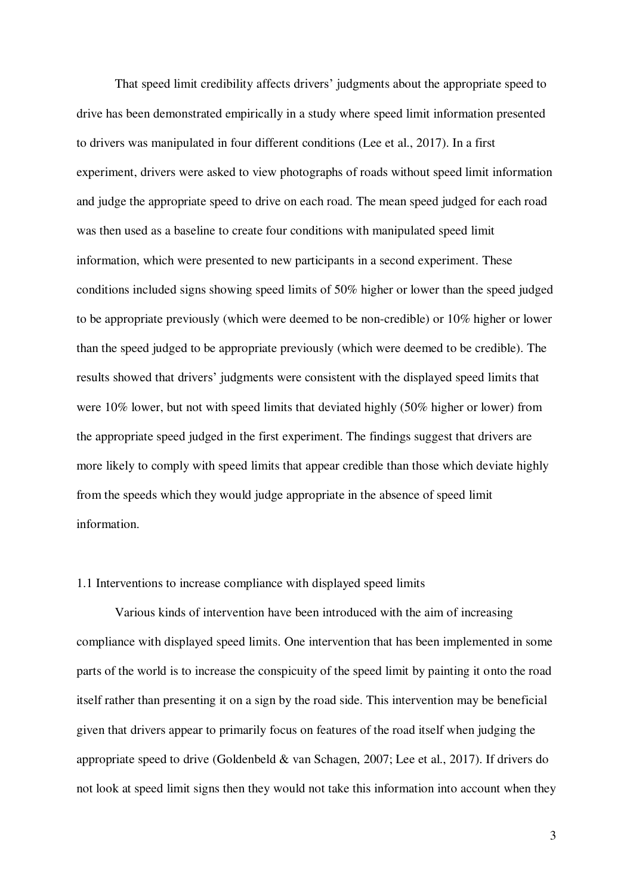That speed limit credibility affects drivers' judgments about the appropriate speed to drive has been demonstrated empirically in a study where speed limit information presented to drivers was manipulated in four different conditions (Lee et al., 2017). In a first experiment, drivers were asked to view photographs of roads without speed limit information and judge the appropriate speed to drive on each road. The mean speed judged for each road was then used as a baseline to create four conditions with manipulated speed limit information, which were presented to new participants in a second experiment. These conditions included signs showing speed limits of 50% higher or lower than the speed judged to be appropriate previously (which were deemed to be non-credible) or 10% higher or lower than the speed judged to be appropriate previously (which were deemed to be credible). The results showed that drivers' judgments were consistent with the displayed speed limits that were 10% lower, but not with speed limits that deviated highly (50% higher or lower) from the appropriate speed judged in the first experiment. The findings suggest that drivers are more likely to comply with speed limits that appear credible than those which deviate highly from the speeds which they would judge appropriate in the absence of speed limit information.

### 1.1 Interventions to increase compliance with displayed speed limits

Various kinds of intervention have been introduced with the aim of increasing compliance with displayed speed limits. One intervention that has been implemented in some parts of the world is to increase the conspicuity of the speed limit by painting it onto the road itself rather than presenting it on a sign by the road side. This intervention may be beneficial given that drivers appear to primarily focus on features of the road itself when judging the appropriate speed to drive (Goldenbeld & van Schagen, 2007; Lee et al., 2017). If drivers do not look at speed limit signs then they would not take this information into account when they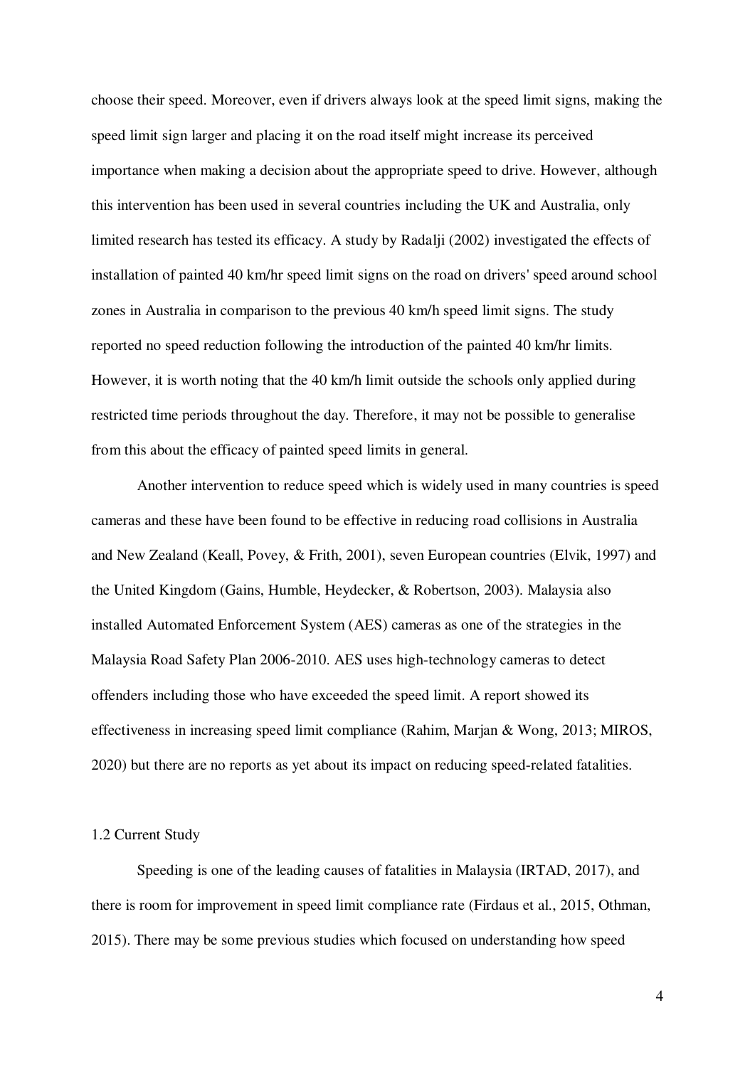choose their speed. Moreover, even if drivers always look at the speed limit signs, making the speed limit sign larger and placing it on the road itself might increase its perceived importance when making a decision about the appropriate speed to drive. However, although this intervention has been used in several countries including the UK and Australia, only limited research has tested its efficacy. A study by Radalji (2002) investigated the effects of installation of painted 40 km/hr speed limit signs on the road on drivers' speed around school zones in Australia in comparison to the previous 40 km/h speed limit signs. The study reported no speed reduction following the introduction of the painted 40 km/hr limits. However, it is worth noting that the 40 km/h limit outside the schools only applied during restricted time periods throughout the day. Therefore, it may not be possible to generalise from this about the efficacy of painted speed limits in general.

Another intervention to reduce speed which is widely used in many countries is speed cameras and these have been found to be effective in reducing road collisions in Australia and New Zealand (Keall, Povey, & Frith, 2001), seven European countries (Elvik, 1997) and the United Kingdom (Gains, Humble, Heydecker, & Robertson, 2003). Malaysia also installed Automated Enforcement System (AES) cameras as one of the strategies in the Malaysia Road Safety Plan 2006-2010. AES uses high-technology cameras to detect offenders including those who have exceeded the speed limit. A report showed its effectiveness in increasing speed limit compliance (Rahim, Marjan & Wong, 2013; MIROS, 2020) but there are no reports as yet about its impact on reducing speed-related fatalities.

## 1.2 Current Study

Speeding is one of the leading causes of fatalities in Malaysia (IRTAD, 2017), and there is room for improvement in speed limit compliance rate (Firdaus et al., 2015, Othman, 2015). There may be some previous studies which focused on understanding how speed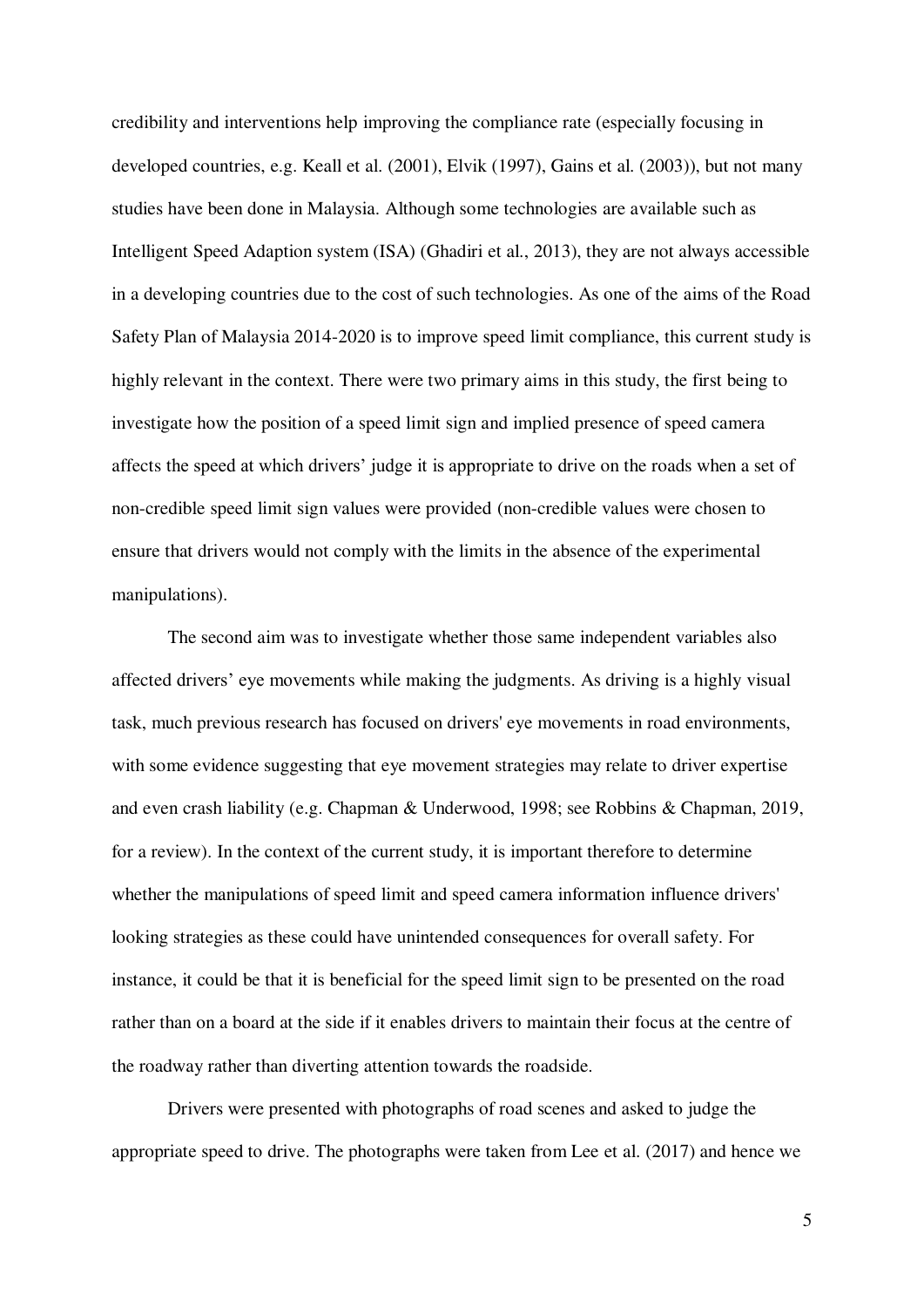credibility and interventions help improving the compliance rate (especially focusing in developed countries, e.g. Keall et al. (2001), Elvik (1997), Gains et al. (2003)), but not many studies have been done in Malaysia. Although some technologies are available such as Intelligent Speed Adaption system (ISA) (Ghadiri et al., 2013), they are not always accessible in a developing countries due to the cost of such technologies. As one of the aims of the Road Safety Plan of Malaysia 2014-2020 is to improve speed limit compliance, this current study is highly relevant in the context. There were two primary aims in this study, the first being to investigate how the position of a speed limit sign and implied presence of speed camera affects the speed at which drivers' judge it is appropriate to drive on the roads when a set of non-credible speed limit sign values were provided (non-credible values were chosen to ensure that drivers would not comply with the limits in the absence of the experimental manipulations).

The second aim was to investigate whether those same independent variables also affected drivers' eye movements while making the judgments. As driving is a highly visual task, much previous research has focused on drivers' eye movements in road environments, with some evidence suggesting that eye movement strategies may relate to driver expertise and even crash liability (e.g. Chapman & Underwood, 1998; see Robbins & Chapman, 2019, for a review). In the context of the current study, it is important therefore to determine whether the manipulations of speed limit and speed camera information influence drivers' looking strategies as these could have unintended consequences for overall safety. For instance, it could be that it is beneficial for the speed limit sign to be presented on the road rather than on a board at the side if it enables drivers to maintain their focus at the centre of the roadway rather than diverting attention towards the roadside.

Drivers were presented with photographs of road scenes and asked to judge the appropriate speed to drive. The photographs were taken from Lee et al. (2017) and hence we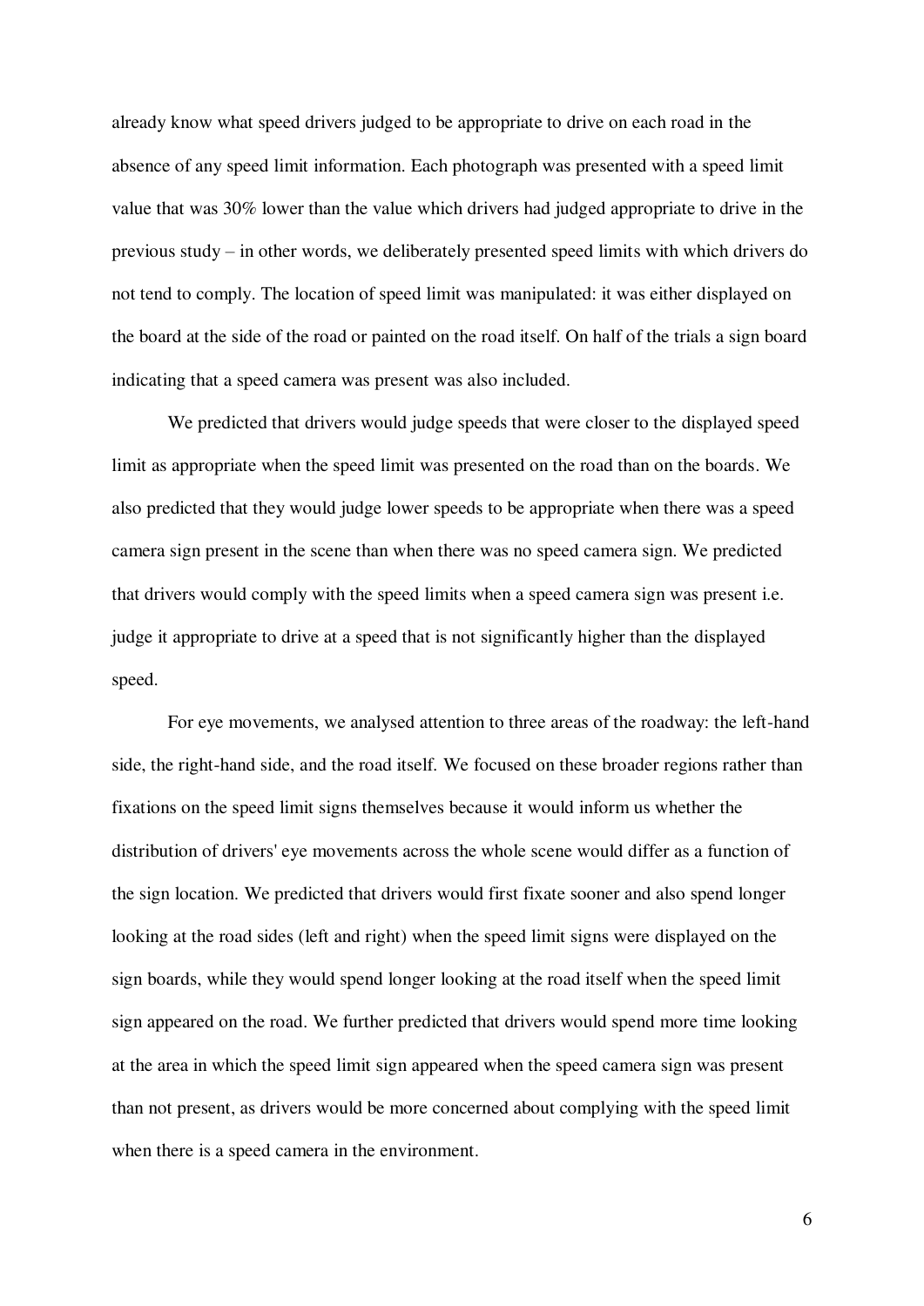already know what speed drivers judged to be appropriate to drive on each road in the absence of any speed limit information. Each photograph was presented with a speed limit value that was 30% lower than the value which drivers had judged appropriate to drive in the previous study – in other words, we deliberately presented speed limits with which drivers do not tend to comply. The location of speed limit was manipulated: it was either displayed on the board at the side of the road or painted on the road itself. On half of the trials a sign board indicating that a speed camera was present was also included.

We predicted that drivers would judge speeds that were closer to the displayed speed limit as appropriate when the speed limit was presented on the road than on the boards. We also predicted that they would judge lower speeds to be appropriate when there was a speed camera sign present in the scene than when there was no speed camera sign. We predicted that drivers would comply with the speed limits when a speed camera sign was present i.e. judge it appropriate to drive at a speed that is not significantly higher than the displayed speed.

For eye movements, we analysed attention to three areas of the roadway: the left-hand side, the right-hand side, and the road itself. We focused on these broader regions rather than fixations on the speed limit signs themselves because it would inform us whether the distribution of drivers' eye movements across the whole scene would differ as a function of the sign location. We predicted that drivers would first fixate sooner and also spend longer looking at the road sides (left and right) when the speed limit signs were displayed on the sign boards, while they would spend longer looking at the road itself when the speed limit sign appeared on the road. We further predicted that drivers would spend more time looking at the area in which the speed limit sign appeared when the speed camera sign was present than not present, as drivers would be more concerned about complying with the speed limit when there is a speed camera in the environment.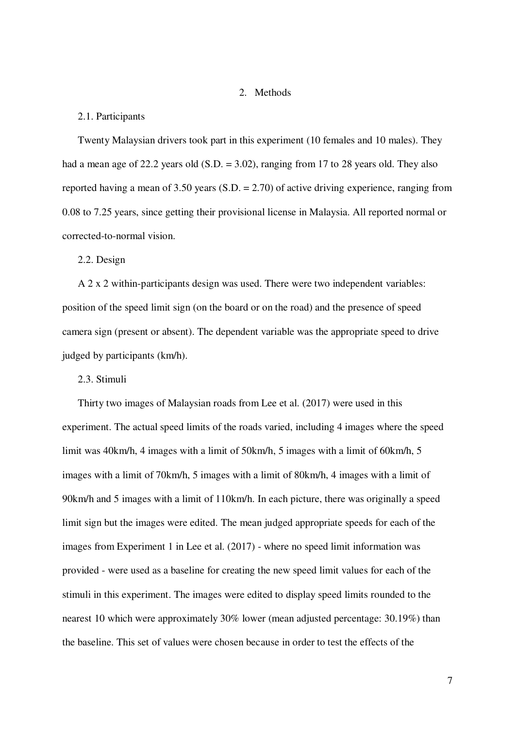## 2. Methods

### 2.1. Participants

Twenty Malaysian drivers took part in this experiment (10 females and 10 males). They had a mean age of 22.2 years old (S.D. = 3.02), ranging from 17 to 28 years old. They also reported having a mean of 3.50 years (S.D. = 2.70) of active driving experience, ranging from 0.08 to 7.25 years, since getting their provisional license in Malaysia. All reported normal or corrected-to-normal vision.

### 2.2. Design

A 2 x 2 within-participants design was used. There were two independent variables: position of the speed limit sign (on the board or on the road) and the presence of speed camera sign (present or absent). The dependent variable was the appropriate speed to drive judged by participants (km/h).

### 2.3. Stimuli

Thirty two images of Malaysian roads from Lee et al. (2017) were used in this experiment. The actual speed limits of the roads varied, including 4 images where the speed limit was 40km/h, 4 images with a limit of 50km/h, 5 images with a limit of 60km/h, 5 images with a limit of 70km/h, 5 images with a limit of 80km/h, 4 images with a limit of 90km/h and 5 images with a limit of 110km/h. In each picture, there was originally a speed limit sign but the images were edited. The mean judged appropriate speeds for each of the images from Experiment 1 in Lee et al. (2017) - where no speed limit information was provided - were used as a baseline for creating the new speed limit values for each of the stimuli in this experiment. The images were edited to display speed limits rounded to the nearest 10 which were approximately 30% lower (mean adjusted percentage: 30.19%) than the baseline. This set of values were chosen because in order to test the effects of the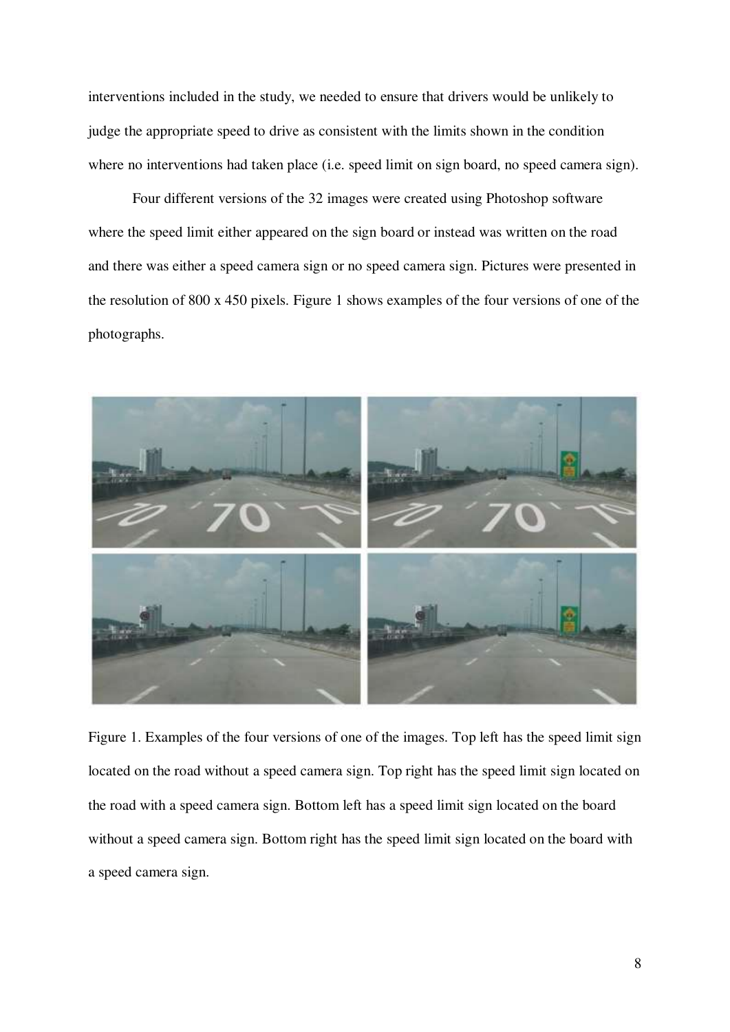interventions included in the study, we needed to ensure that drivers would be unlikely to judge the appropriate speed to drive as consistent with the limits shown in the condition where no interventions had taken place (i.e. speed limit on sign board, no speed camera sign).

Four different versions of the 32 images were created using Photoshop software where the speed limit either appeared on the sign board or instead was written on the road and there was either a speed camera sign or no speed camera sign. Pictures were presented in the resolution of 800 x 450 pixels. Figure 1 shows examples of the four versions of one of the photographs.

Figure 1. Examples of the four versions of one of the images. Top left has the speed limit sign located on the road without a speed camera sign. Top right has the speed limit sign located on the road with a speed camera sign. Bottom left has a speed limit sign located on the board without a speed camera sign. Bottom right has the speed limit sign located on the board with a speed camera sign.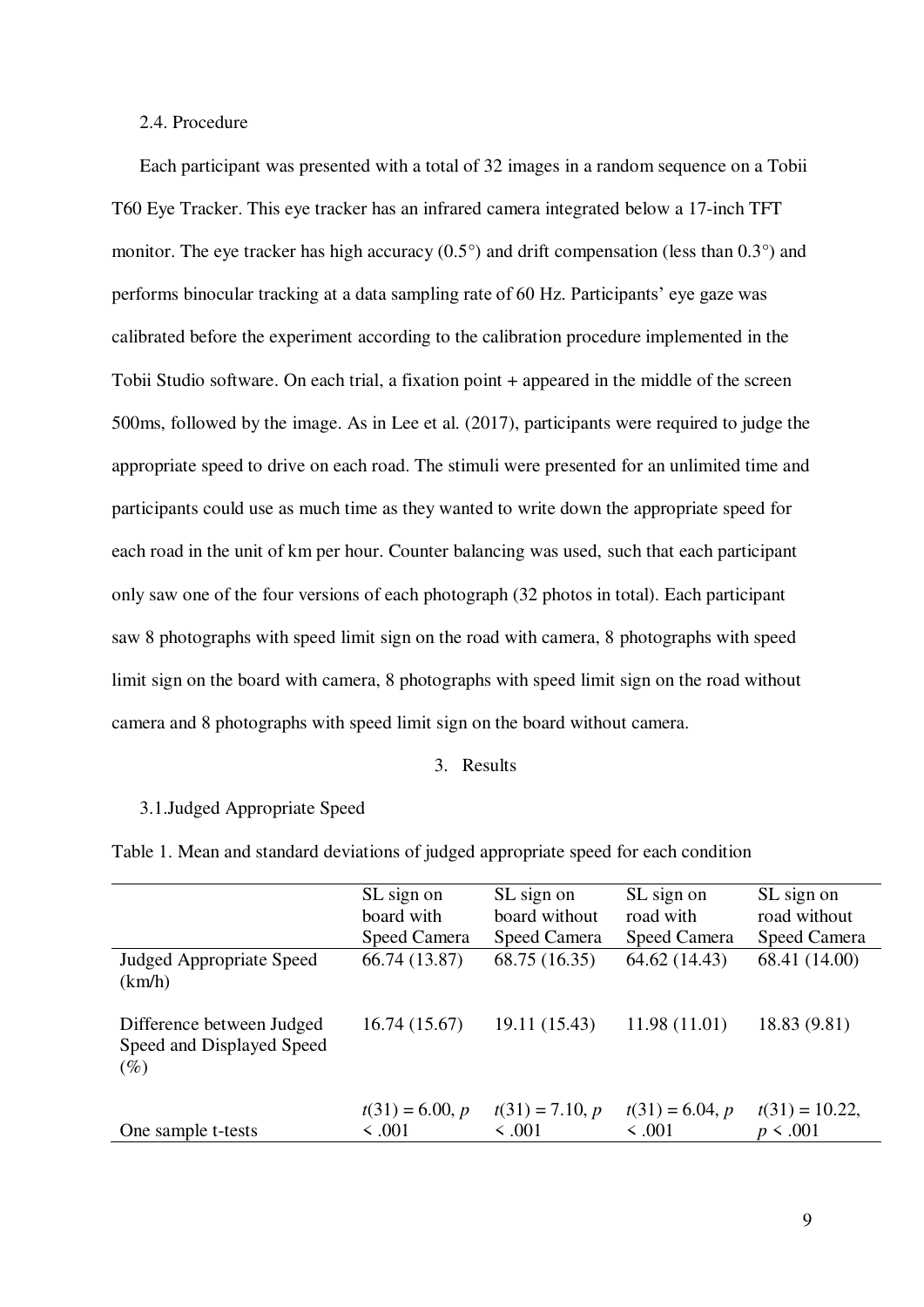### 2.4. Procedure

Each participant was presented with a total of 32 images in a random sequence on a Tobii T60 Eye Tracker. This eye tracker has an infrared camera integrated below a 17-inch TFT monitor. The eye tracker has high accuracy (0.5°) and drift compensation (less than 0.3°) and performs binocular tracking at a data sampling rate of 60 Hz. Participants' eye gaze was calibrated before the experiment according to the calibration procedure implemented in the Tobii Studio software. On each trial, a fixation point + appeared in the middle of the screen 500ms, followed by the image. As in Lee et al. (2017), participants were required to judge the appropriate speed to drive on each road. The stimuli were presented for an unlimited time and participants could use as much time as they wanted to write down the appropriate speed for each road in the unit of km per hour. Counter balancing was used, such that each participant only saw one of the four versions of each photograph (32 photos in total). Each participant saw 8 photographs with speed limit sign on the road with camera, 8 photographs with speed limit sign on the board with camera, 8 photographs with speed limit sign on the road without camera and 8 photographs with speed limit sign on the board without camera.

## 3. Results

### 3.1. Judged Appropriate Speed

Table 1. Mean and standard deviations of judged appropriate speed for each condition

| | SL sign on board with Speed Camera | SL sign on board without Speed Camera | SL sign on road with Speed Camera | SL sign on road without Speed Camera |
|---|---|---|---|---|
| Judged Appropriate Speed (km/h) | 66.74 (13.87) | 68.75 (16.35) | 64.62 (14.43) | 68.41 (14.00) |
| Difference between Judged Speed and Displayed Speed (%) | 16.74 (15.67) | 19.11 (15.43) | 11.98 (11.01) | 18.83 (9.81) |
| One sample t-tests | $t(31) = 6.00$, $p < .001$ | $t(31) = 7.10$, $p < .001$ | $t(31) = 6.04$, $p < .001$ | $t(31) = 10.22$, $p < .001$ |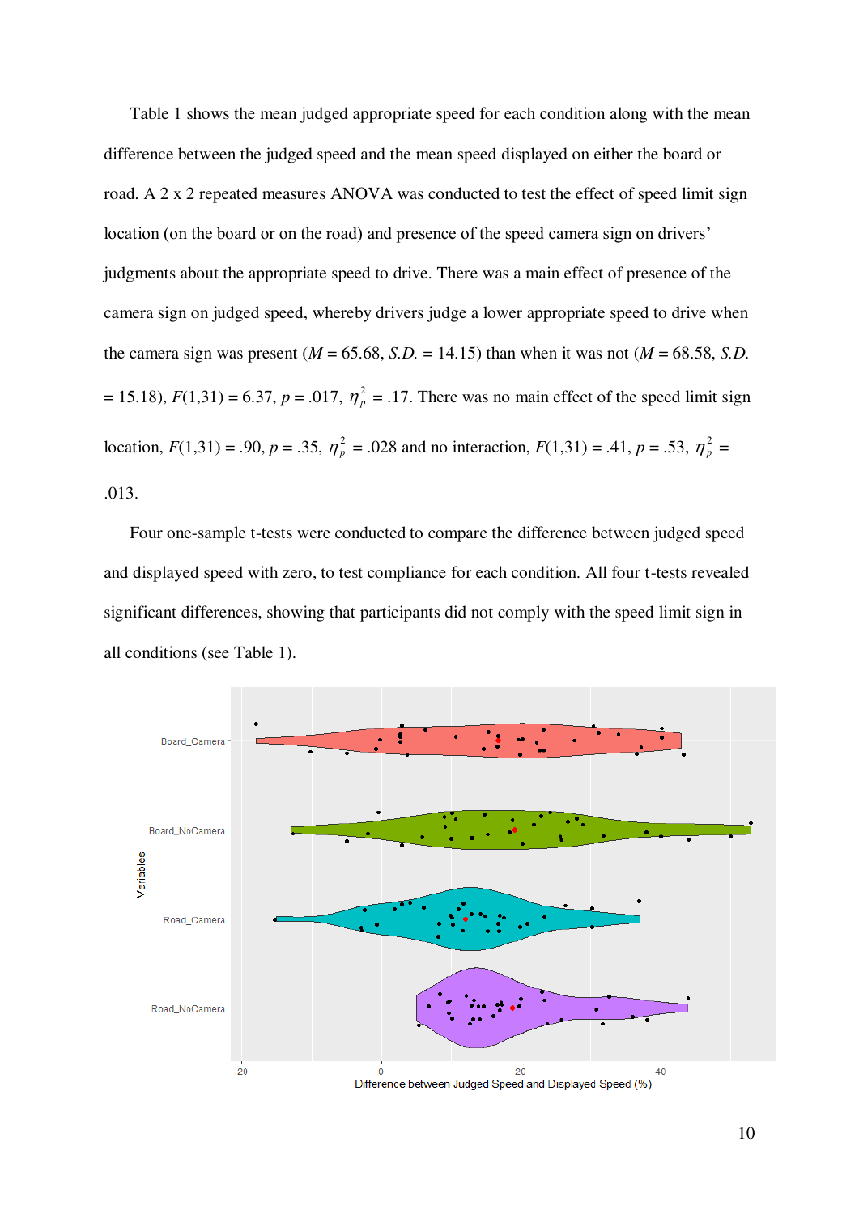Table 1 shows the mean judged appropriate speed for each condition along with the mean difference between the judged speed and the mean speed displayed on either the board or road. A 2 x 2 repeated measures ANOVA was conducted to test the effect of speed limit sign location (on the board or on the road) and presence of the speed camera sign on drivers' judgments about the appropriate speed to drive. There was a main effect of presence of the camera sign on judged speed, whereby drivers judge a lower appropriate speed to drive when the camera sign was present ($M$ = 65.68, $S.D.$ = 14.15) than when it was not ($M$ = 68.58, $S.D.$ = 15.18), $F(1,31) = 6.37$, $p = .017$, $\eta_p^2 = .17$. There was no main effect of the speed limit sign location, $F(1,31) = .90$, $p = .35$, $\eta_p^2 = .028$ and no interaction, $F(1,31) = .41$, $p = .53$, $\eta_p^2 = .013$.

Four one-sample t-tests were conducted to compare the difference between judged speed and displayed speed with zero, to test compliance for each condition. All four t-tests revealed significant differences, showing that participants did not comply with the speed limit sign in all conditions (see Table 1).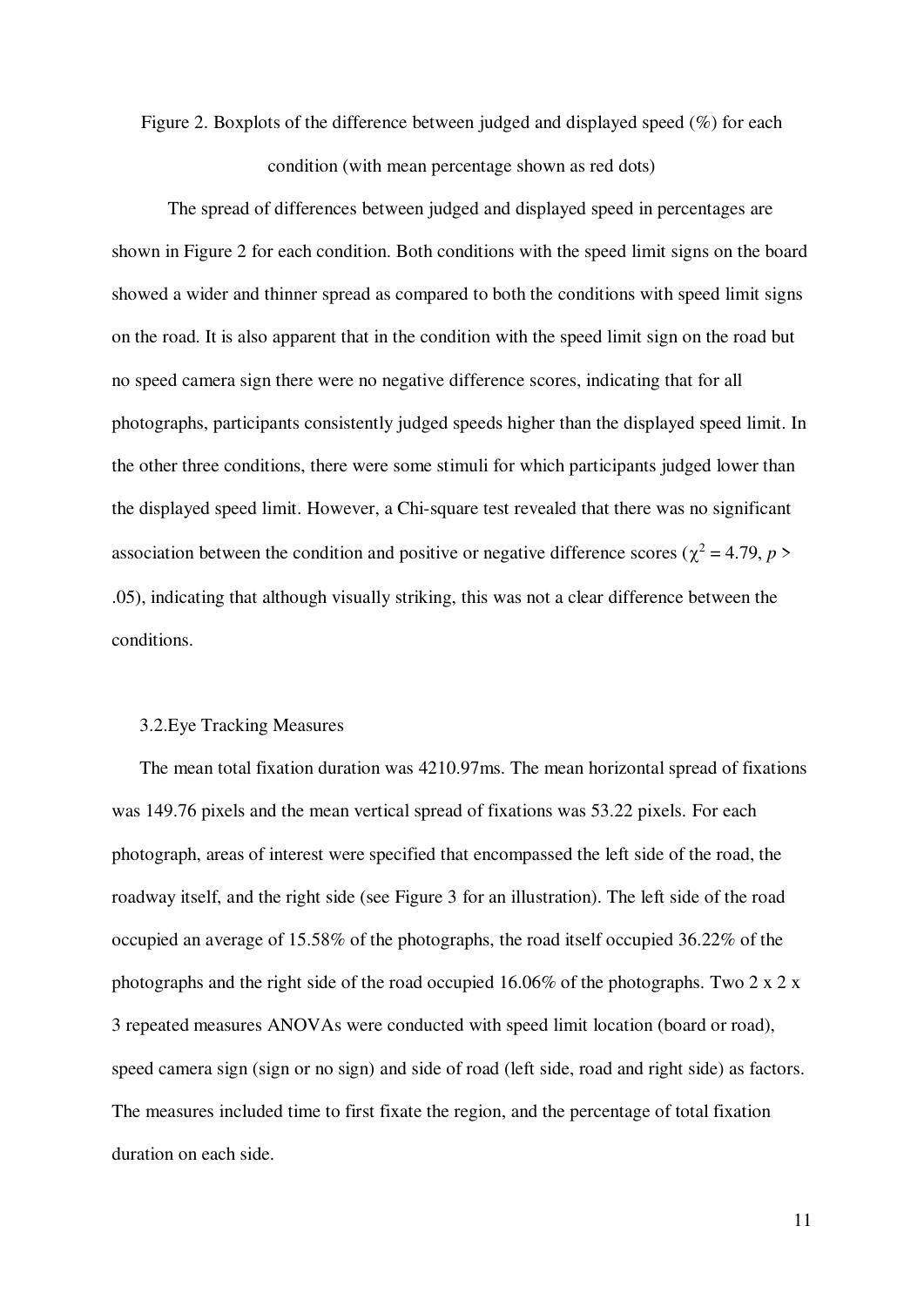Figure 2. Boxplots of the difference between judged and displayed speed (%) for each condition (with mean percentage shown as red dots)

The spread of differences between judged and displayed speed in percentages are shown in Figure 2 for each condition. Both conditions with the speed limit signs on the board showed a wider and thinner spread as compared to both the conditions with speed limit signs on the road. It is also apparent that in the condition with the speed limit sign on the road but no speed camera sign there were no negative difference scores, indicating that for all photographs, participants consistently judged speeds higher than the displayed speed limit. In the other three conditions, there were some stimuli for which participants judged lower than the displayed speed limit. However, a Chi-square test revealed that there was no significant association between the condition and positive or negative difference scores ($\chi^2 = 4.79$, $p > .05$), indicating that although visually striking, this was not a clear difference between the conditions.

## 3.2.Eye Tracking Measures

The mean total fixation duration was 4210.97ms. The mean horizontal spread of fixations was 149.76 pixels and the mean vertical spread of fixations was 53.22 pixels. For each photograph, areas of interest were specified that encompassed the left side of the road, the roadway itself, and the right side (see Figure 3 for an illustration). The left side of the road occupied an average of 15.58% of the photographs, the road itself occupied 36.22% of the photographs and the right side of the road occupied 16.06% of the photographs. Two 2 x 2 x 3 repeated measures ANOVAs were conducted with speed limit location (board or road), speed camera sign (sign or no sign) and side of road (left side, road and right side) as factors. The measures included time to first fixate the region, and the percentage of total fixation duration on each side.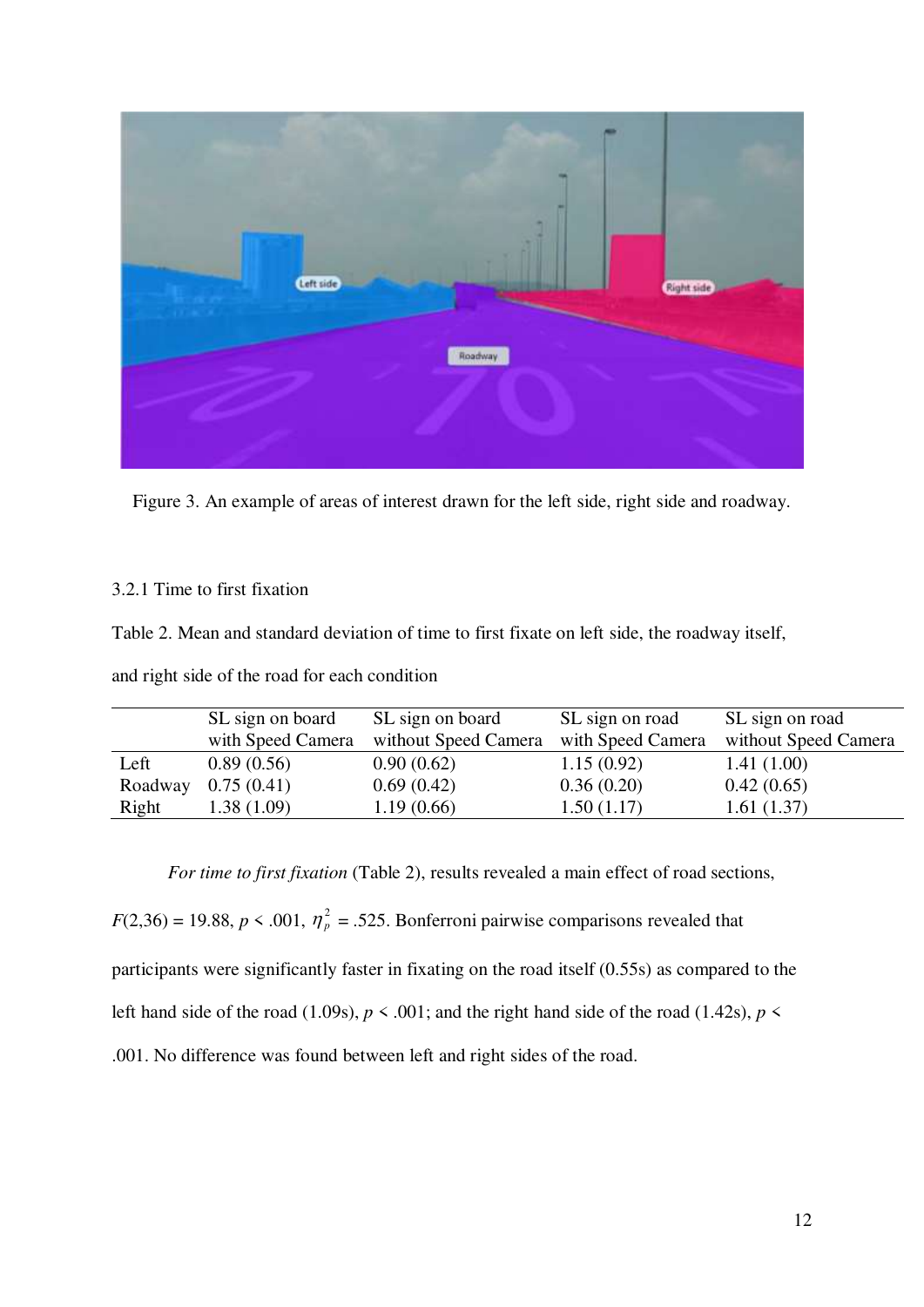Figure 3. An example of areas of interest drawn for the left side, right side and roadway.

3.2.1 Time to first fixation

Table 2. Mean and standard deviation of time to first fixate on left side, the roadway itself, and right side of the road for each condition

| | SL sign on board with Speed Camera | SL sign on board without Speed Camera | SL sign on road with Speed Camera | SL sign on road without Speed Camera |
|---|---|---|---|---|
| Left | 0.89 (0.56) | 0.90 (0.62) | 1.15 (0.92) | 1.41 (1.00) |
| Roadway | 0.75 (0.41) | 0.69 (0.42) | 0.36 (0.20) | 0.42 (0.65) |
| Right | 1.38 (1.09) | 1.19 (0.66) | 1.50 (1.17) | 1.61 (1.37) |

*For time to first fixation* (Table 2), results revealed a main effect of road sections, $F(2,36) = 19.88$, $p < .001$, $\eta_p^2 = .525$. Bonferroni pairwise comparisons revealed that participants were significantly faster in fixating on the road itself (0.55s) as compared to the left hand side of the road (1.09s), $p < .001$; and the right hand side of the road (1.42s), $p < .001$. No difference was found between left and right sides of the road.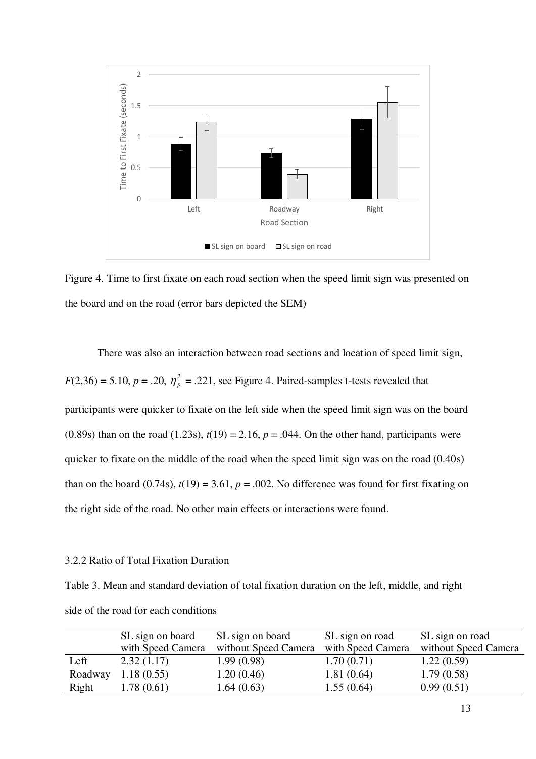Figure 4. Time to first fixate on each road section when the speed limit sign was presented on the board and on the road (error bars depicted the SEM)

There was also an interaction between road sections and location of speed limit sign, $F(2,36) = 5.10$, $p = .20$, $\eta_p^2 = .221$, see Figure 4. Paired-samples t-tests revealed that participants were quicker to fixate on the left side when the speed limit sign was on the board (0.89s) than on the road (1.23s), $t(19) = 2.16$, $p = .044$. On the other hand, participants were quicker to fixate on the middle of the road when the speed limit sign was on the road (0.40s) than on the board (0.74s), $t(19) = 3.61$, $p = .002$. No difference was found for first fixating on the right side of the road. No other main effects or interactions were found.

3.2.2 Ratio of Total Fixation Duration

Table 3. Mean and standard deviation of total fixation duration on the left, middle, and right side of the road for each conditions

| | SL sign on board with Speed Camera | SL sign on board without Speed Camera | SL sign on road with Speed Camera | SL sign on road without Speed Camera |
|---|---|---|---|---|
| Left | 2.32 (1.17) | 1.99 (0.98) | 1.70 (0.71) | 1.22 (0.59) |
| Roadway | 1.18 (0.55) | 1.20 (0.46) | 1.81 (0.64) | 1.79 (0.58) |
| Right | 1.78 (0.61) | 1.64 (0.63) | 1.55 (0.64) | 0.99 (0.51) |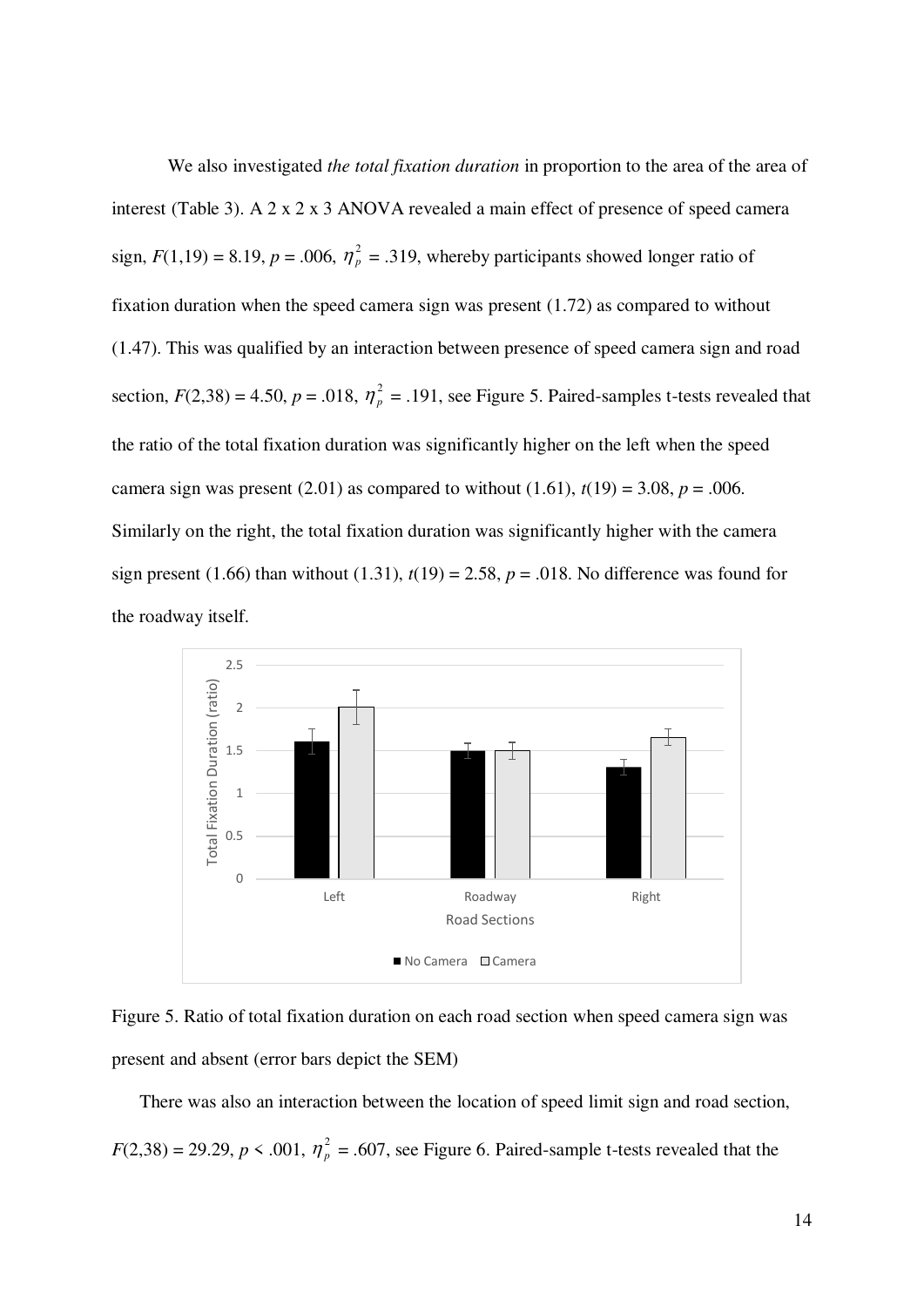We also investigated *the total fixation duration* in proportion to the area of the area of interest (Table 3). A 2 x 2 x 3 ANOVA revealed a main effect of presence of speed camera sign, $F(1,19) = 8.19$, $p = .006$, $\eta_p^2 = .319$, whereby participants showed longer ratio of fixation duration when the speed camera sign was present (1.72) as compared to without (1.47). This was qualified by an interaction between presence of speed camera sign and road section, $F(2,38) = 4.50$, $p = .018$, $\eta_p^2 = .191$, see Figure 5. Paired-samples t-tests revealed that the ratio of the total fixation duration was significantly higher on the left when the speed camera sign was present (2.01) as compared to without (1.61), $t(19) = 3.08$, $p = .006$. Similarly on the right, the total fixation duration was significantly higher with the camera sign present (1.66) than without (1.31), $t(19) = 2.58$, $p = .018$. No difference was found for the roadway itself.

Figure 5. Ratio of total fixation duration on each road section when speed camera sign was present and absent (error bars depict the SEM)

There was also an interaction between the location of speed limit sign and road section, $F(2,38) = 29.29$, $p < .001$, $\eta_p^2 = .607$, see Figure 6. Paired-sample t-tests revealed that the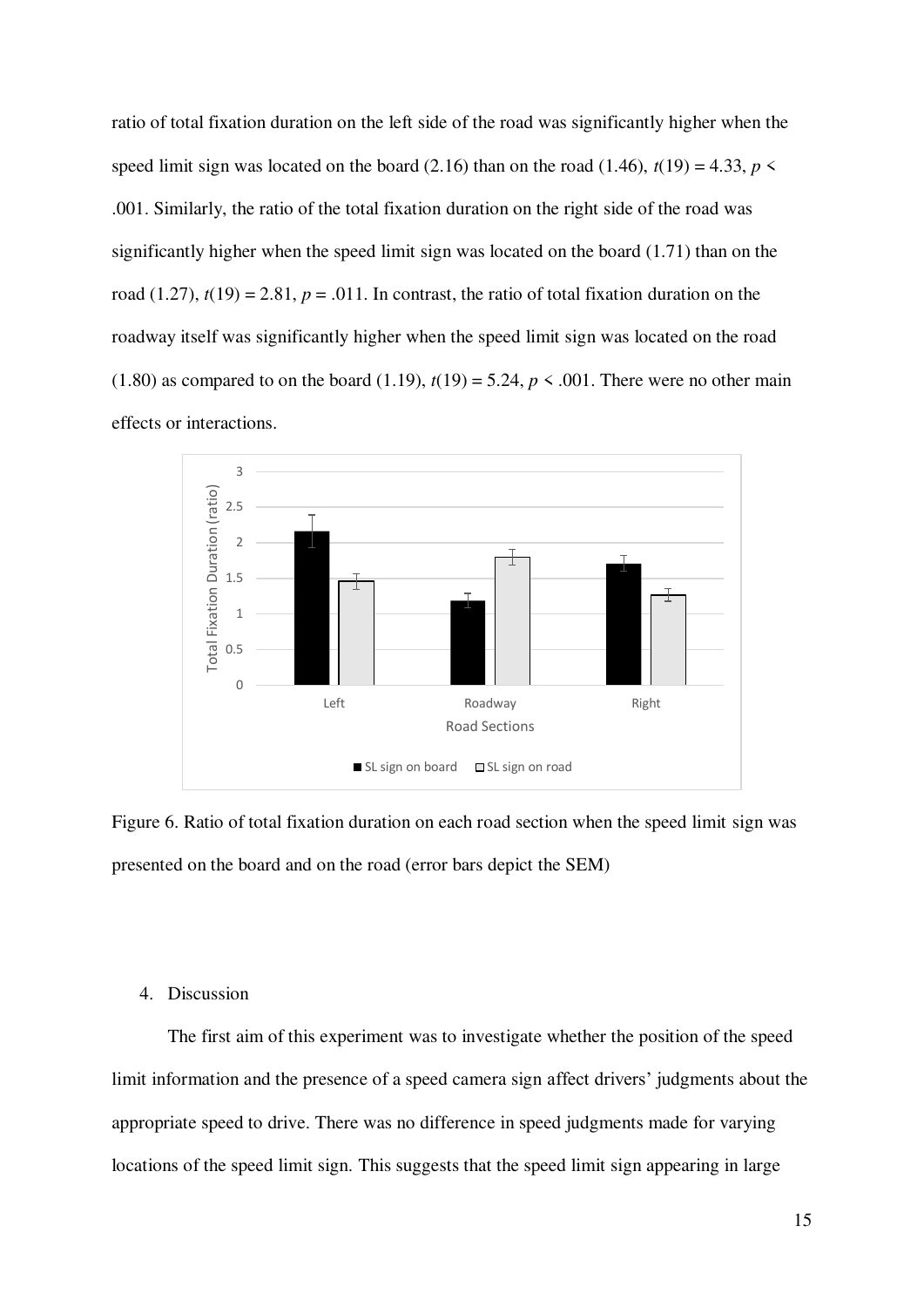ratio of total fixation duration on the left side of the road was significantly higher when the speed limit sign was located on the board (2.16) than on the road (1.46), $t(19) = 4.33$, $p < .001$. Similarly, the ratio of the total fixation duration on the right side of the road was significantly higher when the speed limit sign was located on the board (1.71) than on the road (1.27), $t(19) = 2.81$, $p = .011$. In contrast, the ratio of total fixation duration on the roadway itself was significantly higher when the speed limit sign was located on the road (1.80) as compared to on the board (1.19), $t(19) = 5.24$, $p < .001$. There were no other main effects or interactions.

Figure 6. Ratio of total fixation duration on each road section when the speed limit sign was presented on the board and on the road (error bars depict the SEM)

## 4. Discussion

The first aim of this experiment was to investigate whether the position of the speed limit information and the presence of a speed camera sign affect drivers' judgments about the appropriate speed to drive. There was no difference in speed judgments made for varying locations of the speed limit sign. This suggests that the speed limit sign appearing in large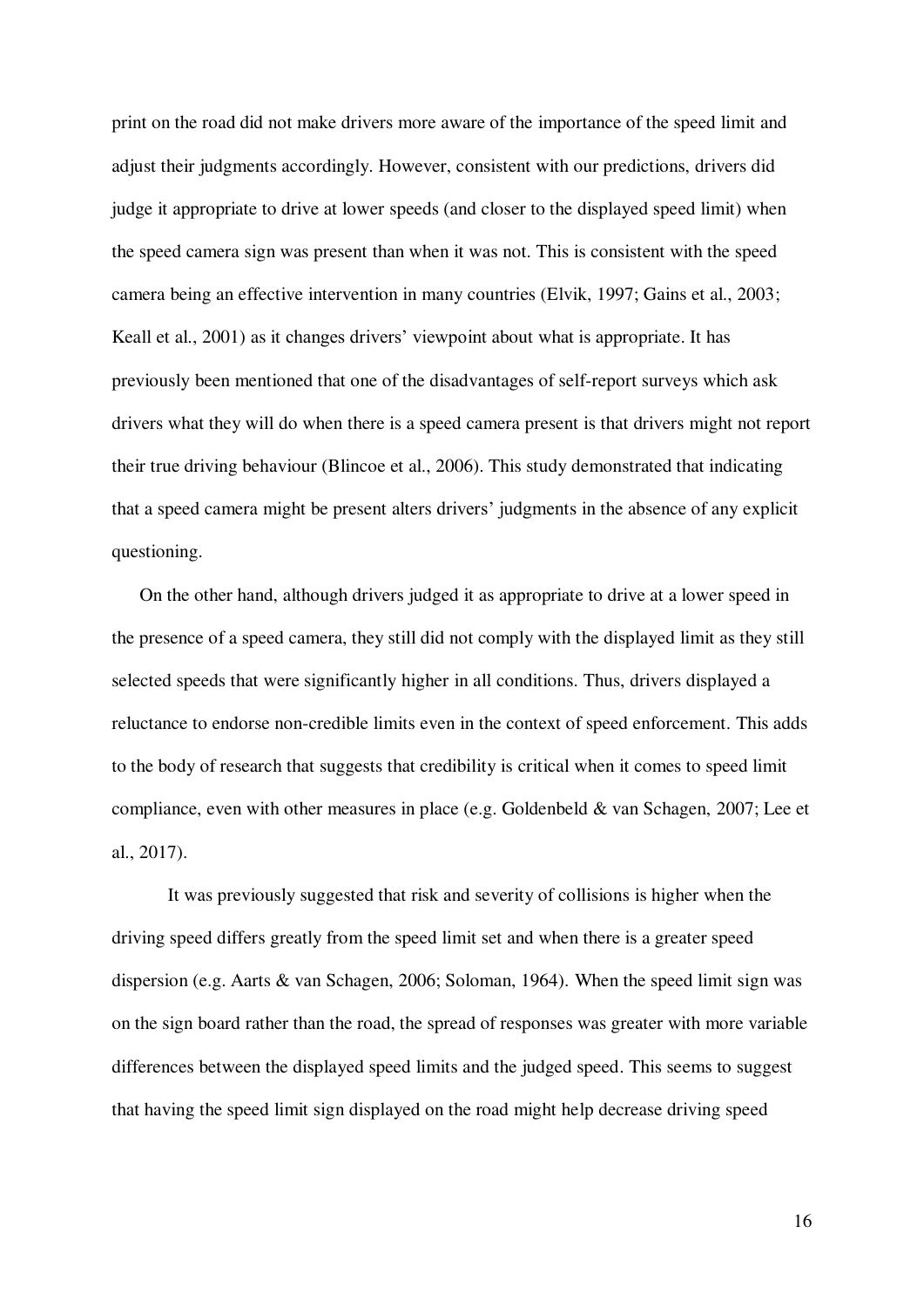print on the road did not make drivers more aware of the importance of the speed limit and adjust their judgments accordingly. However, consistent with our predictions, drivers did judge it appropriate to drive at lower speeds (and closer to the displayed speed limit) when the speed camera sign was present than when it was not. This is consistent with the speed camera being an effective intervention in many countries (Elvik, 1997; Gains et al., 2003; Keall et al., 2001) as it changes drivers' viewpoint about what is appropriate. It has previously been mentioned that one of the disadvantages of self-report surveys which ask drivers what they will do when there is a speed camera present is that drivers might not report their true driving behaviour (Blincoe et al., 2006). This study demonstrated that indicating that a speed camera might be present alters drivers' judgments in the absence of any explicit questioning.

On the other hand, although drivers judged it as appropriate to drive at a lower speed in the presence of a speed camera, they still did not comply with the displayed limit as they still selected speeds that were significantly higher in all conditions. Thus, drivers displayed a reluctance to endorse non-credible limits even in the context of speed enforcement. This adds to the body of research that suggests that credibility is critical when it comes to speed limit compliance, even with other measures in place (e.g. Goldenbeld & van Schagen, 2007; Lee et al., 2017).

It was previously suggested that risk and severity of collisions is higher when the driving speed differs greatly from the speed limit set and when there is a greater speed dispersion (e.g. Aarts & van Schagen, 2006; Soloman, 1964). When the speed limit sign was on the sign board rather than the road, the spread of responses was greater with more variable differences between the displayed speed limits and the judged speed. This seems to suggest that having the speed limit sign displayed on the road might help decrease driving speed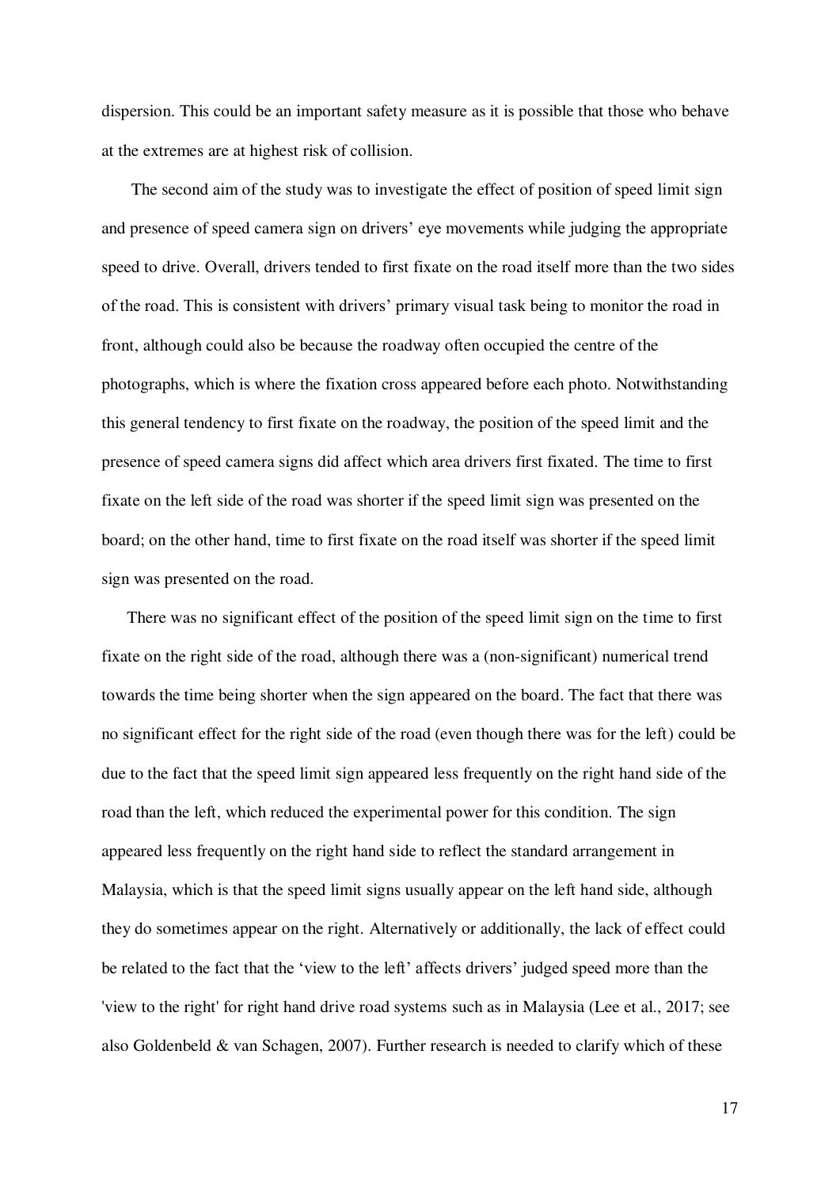dispersion. This could be an important safety measure as it is possible that those who behave at the extremes are at highest risk of collision.

The second aim of the study was to investigate the effect of position of speed limit sign and presence of speed camera sign on drivers' eye movements while judging the appropriate speed to drive. Overall, drivers tended to first fixate on the road itself more than the two sides of the road. This is consistent with drivers' primary visual task being to monitor the road in front, although could also be because the roadway often occupied the centre of the photographs, which is where the fixation cross appeared before each photo. Notwithstanding this general tendency to first fixate on the roadway, the position of the speed limit and the presence of speed camera signs did affect which area drivers first fixated. The time to first fixate on the left side of the road was shorter if the speed limit sign was presented on the board; on the other hand, time to first fixate on the road itself was shorter if the speed limit sign was presented on the road.

There was no significant effect of the position of the speed limit sign on the time to first fixate on the right side of the road, although there was a (non-significant) numerical trend towards the time being shorter when the sign appeared on the board. The fact that there was no significant effect for the right side of the road (even though there was for the left) could be due to the fact that the speed limit sign appeared less frequently on the right hand side of the road than the left, which reduced the experimental power for this condition. The sign appeared less frequently on the right hand side to reflect the standard arrangement in Malaysia, which is that the speed limit signs usually appear on the left hand side, although they do sometimes appear on the right. Alternatively or additionally, the lack of effect could be related to the fact that the 'view to the left' affects drivers' judged speed more than the 'view to the right' for right hand drive road systems such as in Malaysia (Lee et al., 2017; see also Goldenbeld & van Schagen, 2007). Further research is needed to clarify which of these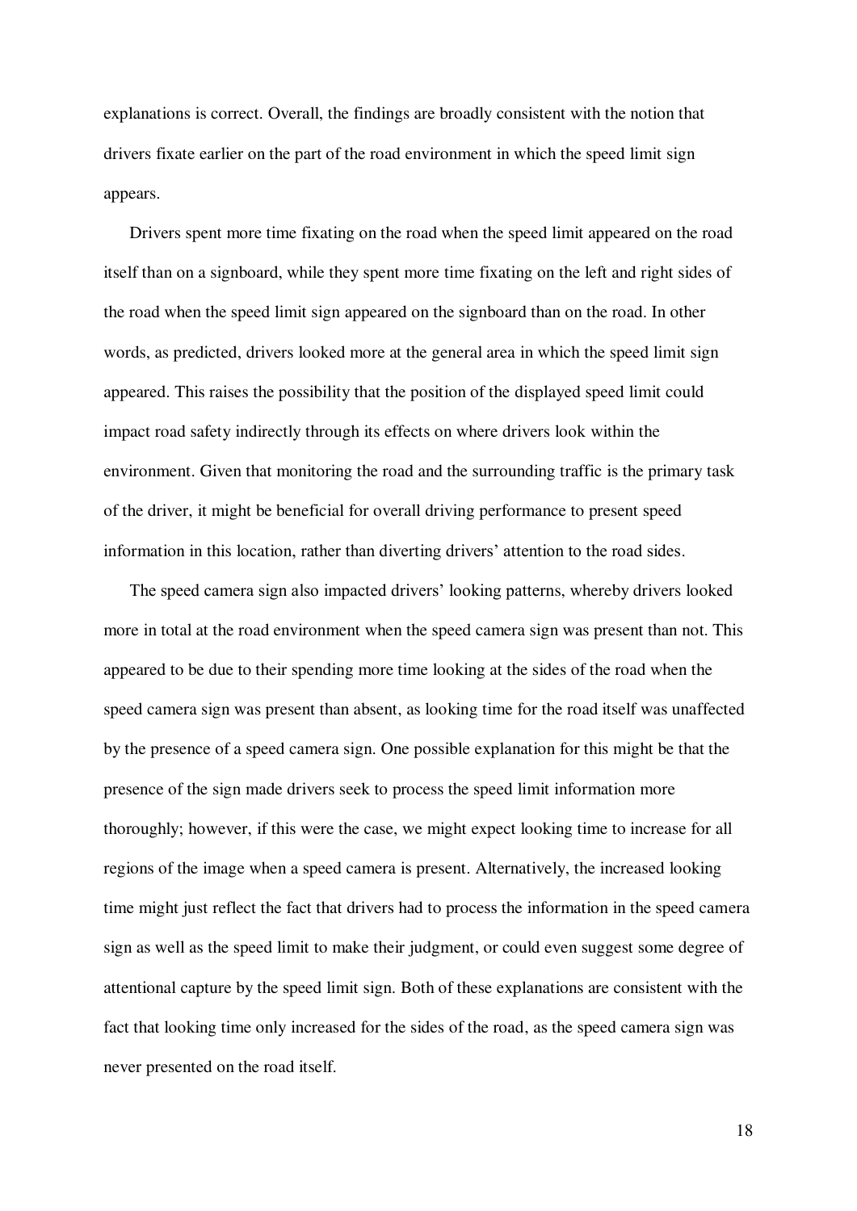explanations is correct. Overall, the findings are broadly consistent with the notion that drivers fixate earlier on the part of the road environment in which the speed limit sign appears.

Drivers spent more time fixating on the road when the speed limit appeared on the road itself than on a signboard, while they spent more time fixating on the left and right sides of the road when the speed limit sign appeared on the signboard than on the road. In other words, as predicted, drivers looked more at the general area in which the speed limit sign appeared. This raises the possibility that the position of the displayed speed limit could impact road safety indirectly through its effects on where drivers look within the environment. Given that monitoring the road and the surrounding traffic is the primary task of the driver, it might be beneficial for overall driving performance to present speed information in this location, rather than diverting drivers' attention to the road sides.

The speed camera sign also impacted drivers' looking patterns, whereby drivers looked more in total at the road environment when the speed camera sign was present than not. This appeared to be due to their spending more time looking at the sides of the road when the speed camera sign was present than absent, as looking time for the road itself was unaffected by the presence of a speed camera sign. One possible explanation for this might be that the presence of the sign made drivers seek to process the speed limit information more thoroughly; however, if this were the case, we might expect looking time to increase for all regions of the image when a speed camera is present. Alternatively, the increased looking time might just reflect the fact that drivers had to process the information in the speed camera sign as well as the speed limit to make their judgment, or could even suggest some degree of attentional capture by the speed limit sign. Both of these explanations are consistent with the fact that looking time only increased for the sides of the road, as the speed camera sign was never presented on the road itself.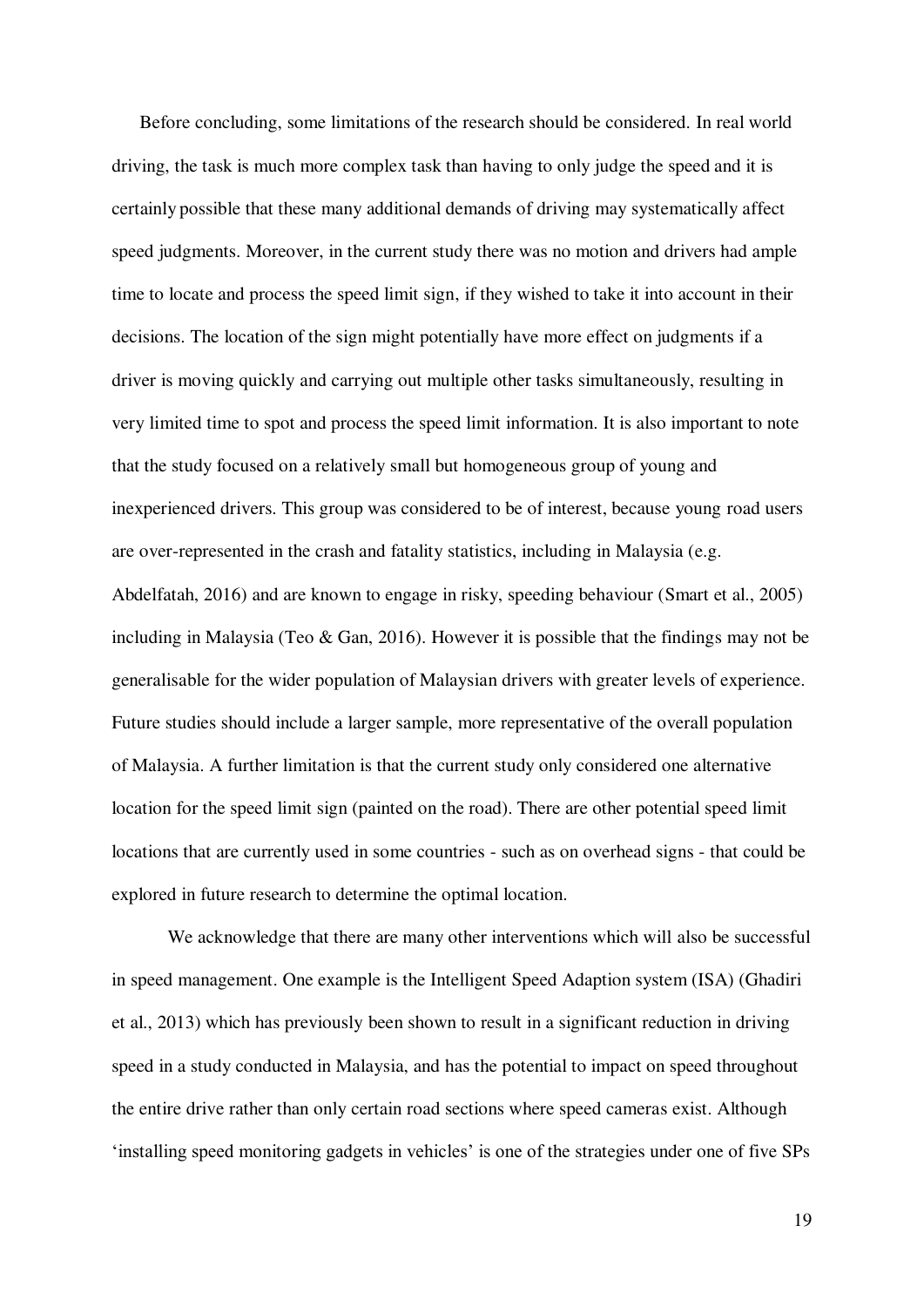Before concluding, some limitations of the research should be considered. In real world driving, the task is much more complex task than having to only judge the speed and it is certainly possible that these many additional demands of driving may systematically affect speed judgments. Moreover, in the current study there was no motion and drivers had ample time to locate and process the speed limit sign, if they wished to take it into account in their decisions. The location of the sign might potentially have more effect on judgments if a driver is moving quickly and carrying out multiple other tasks simultaneously, resulting in very limited time to spot and process the speed limit information. It is also important to note that the study focused on a relatively small but homogeneous group of young and inexperienced drivers. This group was considered to be of interest, because young road users are over-represented in the crash and fatality statistics, including in Malaysia (e.g. Abdelfatah, 2016) and are known to engage in risky, speeding behaviour (Smart et al., 2005) including in Malaysia (Teo & Gan, 2016). However it is possible that the findings may not be generalisable for the wider population of Malaysian drivers with greater levels of experience. Future studies should include a larger sample, more representative of the overall population of Malaysia. A further limitation is that the current study only considered one alternative location for the speed limit sign (painted on the road). There are other potential speed limit locations that are currently used in some countries - such as on overhead signs - that could be explored in future research to determine the optimal location.

We acknowledge that there are many other interventions which will also be successful in speed management. One example is the Intelligent Speed Adaption system (ISA) (Ghadiri et al., 2013) which has previously been shown to result in a significant reduction in driving speed in a study conducted in Malaysia, and has the potential to impact on speed throughout the entire drive rather than only certain road sections where speed cameras exist. Although 'installing speed monitoring gadgets in vehicles' is one of the strategies under one of five SPs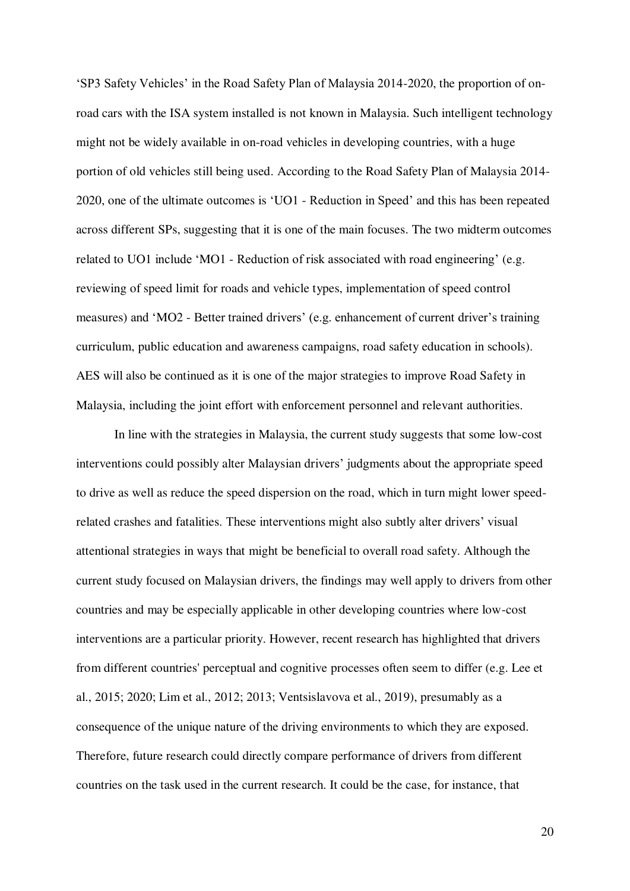'SP3 Safety Vehicles' in the Road Safety Plan of Malaysia 2014-2020, the proportion of on-road cars with the ISA system installed is not known in Malaysia. Such intelligent technology might not be widely available in on-road vehicles in developing countries, with a huge portion of old vehicles still being used. According to the Road Safety Plan of Malaysia 2014-2020, one of the ultimate outcomes is 'UO1 - Reduction in Speed' and this has been repeated across different SPs, suggesting that it is one of the main focuses. The two midterm outcomes related to UO1 include 'MO1 - Reduction of risk associated with road engineering' (e.g. reviewing of speed limit for roads and vehicle types, implementation of speed control measures) and 'MO2 - Better trained drivers' (e.g. enhancement of current driver's training curriculum, public education and awareness campaigns, road safety education in schools). AES will also be continued as it is one of the major strategies to improve Road Safety in Malaysia, including the joint effort with enforcement personnel and relevant authorities.

In line with the strategies in Malaysia, the current study suggests that some low-cost interventions could possibly alter Malaysian drivers' judgments about the appropriate speed to drive as well as reduce the speed dispersion on the road, which in turn might lower speed-related crashes and fatalities. These interventions might also subtly alter drivers' visual attentional strategies in ways that might be beneficial to overall road safety. Although the current study focused on Malaysian drivers, the findings may well apply to drivers from other countries and may be especially applicable in other developing countries where low-cost interventions are a particular priority. However, recent research has highlighted that drivers from different countries' perceptual and cognitive processes often seem to differ (e.g. Lee et al., 2015; 2020; Lim et al., 2012; 2013; Ventsislavova et al., 2019), presumably as a consequence of the unique nature of the driving environments to which they are exposed. Therefore, future research could directly compare performance of drivers from different countries on the task used in the current research. It could be the case, for instance, that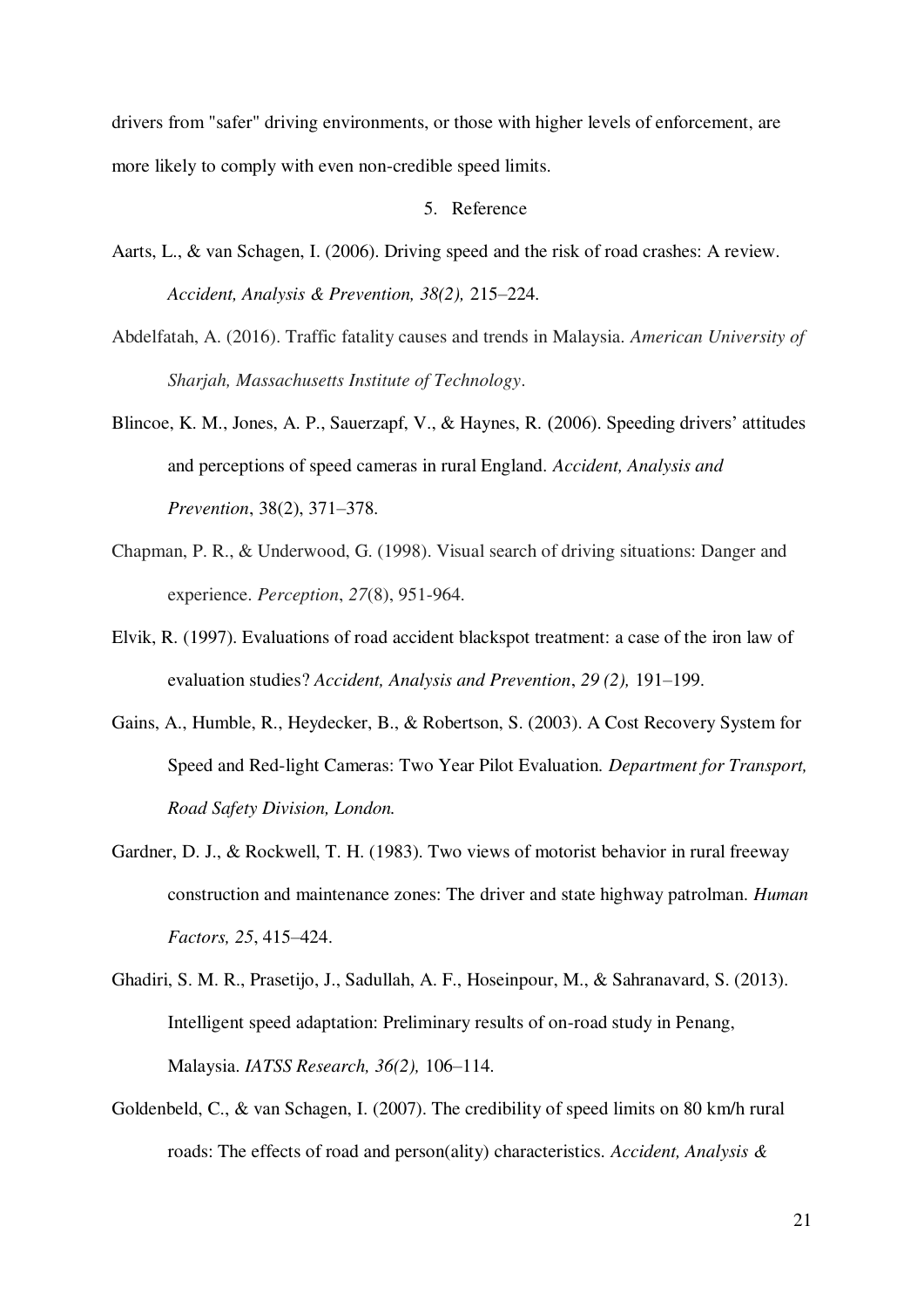drivers from "safer" driving environments, or those with higher levels of enforcement, are more likely to comply with even non-credible speed limits.

## 5. Reference

Aarts, L., & van Schagen, I. (2006). Driving speed and the risk of road crashes: A review. *Accident, Analysis & Prevention, 38(2),* 215–224.

Abdelfatah, A. (2016). Traffic fatality causes and trends in Malaysia. *American University of Sharjah, Massachusetts Institute of Technology*.

Blincoe, K. M., Jones, A. P., Sauerzapf, V., & Haynes, R. (2006). Speeding drivers' attitudes and perceptions of speed cameras in rural England. *Accident, Analysis and Prevention*, 38(2), 371–378.

Chapman, P. R., & Underwood, G. (1998). Visual search of driving situations: Danger and experience. *Perception*, *27*(8), 951-964.

Elvik, R. (1997). Evaluations of road accident blackspot treatment: a case of the iron law of evaluation studies? *Accident, Analysis and Prevention*, *29 (2),* 191–199.

Gains, A., Humble, R., Heydecker, B., & Robertson, S. (2003). A Cost Recovery System for Speed and Red-light Cameras: Two Year Pilot Evaluation. *Department for Transport, Road Safety Division, London.*

Gardner, D. J., & Rockwell, T. H. (1983). Two views of motorist behavior in rural freeway construction and maintenance zones: The driver and state highway patrolman. *Human Factors, 25*, 415–424.

Ghadiri, S. M. R., Prasetijo, J., Sadullah, A. F., Hoseinpour, M., & Sahranavard, S. (2013). Intelligent speed adaptation: Preliminary results of on-road study in Penang, Malaysia. *IATSS Research, 36(2),* 106–114.

Goldenbeld, C., & van Schagen, I. (2007). The credibility of speed limits on 80 km/h rural roads: The effects of road and person(ality) characteristics. *Accident, Analysis &*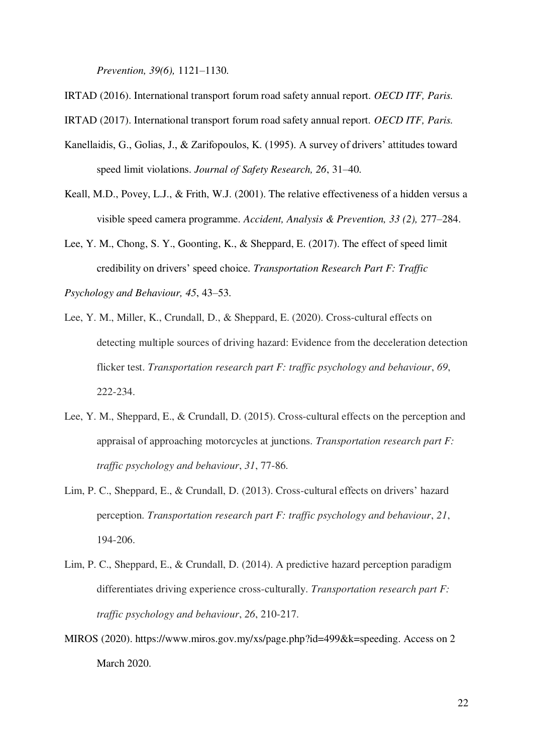*Prevention, 39(6),* 1121–1130.

IRTAD (2016). International transport forum road safety annual report. *OECD ITF, Paris.*

IRTAD (2017). International transport forum road safety annual report. *OECD ITF, Paris.*

Kanellaidis, G., Golias, J., & Zarifopoulos, K. (1995). A survey of drivers' attitudes toward speed limit violations. *Journal of Safety Research, 26*, 31–40.

Keall, M.D., Povey, L.J., & Frith, W.J. (2001). The relative effectiveness of a hidden versus a visible speed camera programme. *Accident, Analysis & Prevention, 33 (2),* 277–284.

Lee, Y. M., Chong, S. Y., Goonting, K., & Sheppard, E. (2017). The effect of speed limit credibility on drivers' speed choice. *Transportation Research Part F: Traffic Psychology and Behaviour, 45*, 43–53.

Lee, Y. M., Miller, K., Crundall, D., & Sheppard, E. (2020). Cross-cultural effects on detecting multiple sources of driving hazard: Evidence from the deceleration detection flicker test. *Transportation research part F: traffic psychology and behaviour*, *69*, 222-234.

Lee, Y. M., Sheppard, E., & Crundall, D. (2015). Cross-cultural effects on the perception and appraisal of approaching motorcycles at junctions. *Transportation research part F: traffic psychology and behaviour*, *31*, 77-86.

Lim, P. C., Sheppard, E., & Crundall, D. (2013). Cross-cultural effects on drivers' hazard perception. *Transportation research part F: traffic psychology and behaviour*, *21*, 194-206.

Lim, P. C., Sheppard, E., & Crundall, D. (2014). A predictive hazard perception paradigm differentiates driving experience cross-culturally. *Transportation research part F: traffic psychology and behaviour*, *26*, 210-217.

MIROS (2020). https://www.miros.gov.my/xs/page.php?id=499&k=speeding. Access on 2 March 2020.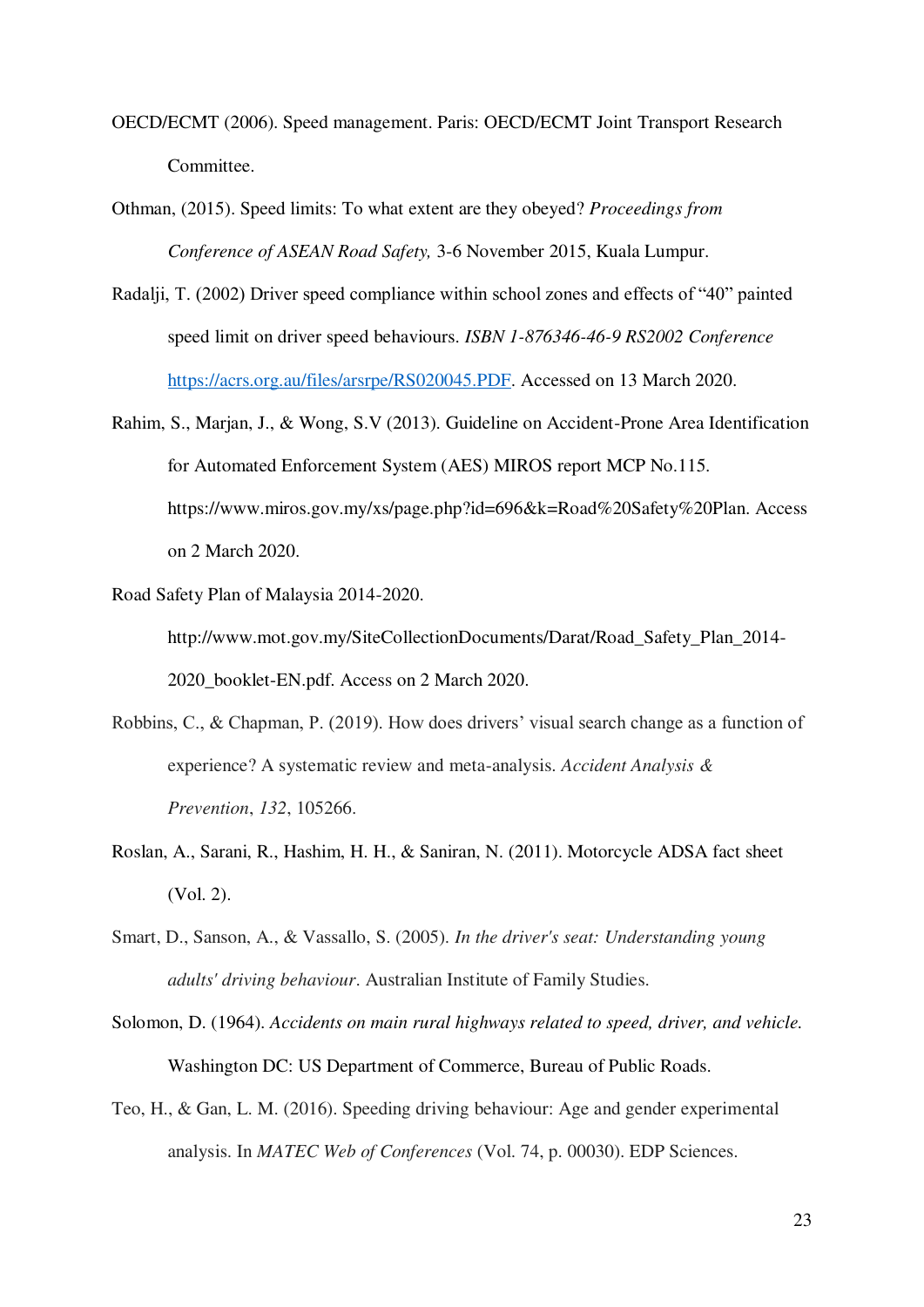OECD/ECMT (2006). Speed management. Paris: OECD/ECMT Joint Transport Research Committee.

Othman, (2015). Speed limits: To what extent are they obeyed? *Proceedings from Conference of ASEAN Road Safety,* 3-6 November 2015, Kuala Lumpur.

Radalji, T. (2002) Driver speed compliance within school zones and effects of "40" painted speed limit on driver speed behaviours. *ISBN 1-876346-46-9 RS2002 Conference* https://acrs.org.au/files/arsrpe/RS020045.PDF. Accessed on 13 March 2020.

Rahim, S., Marjan, J., & Wong, S.V (2013). Guideline on Accident-Prone Area Identification for Automated Enforcement System (AES) MIROS report MCP No.115. https://www.miros.gov.my/xs/page.php?id=696&k=Road%20Safety%20Plan. Access on 2 March 2020.

Road Safety Plan of Malaysia 2014-2020. http://www.mot.gov.my/SiteCollectionDocuments/Darat/Road_Safety_Plan_2014-2020_booklet-EN.pdf. Access on 2 March 2020.

Robbins, C., & Chapman, P. (2019). How does drivers' visual search change as a function of experience? A systematic review and meta-analysis. *Accident Analysis & Prevention*, *132*, 105266.

Roslan, A., Sarani, R., Hashim, H. H., & Saniran, N. (2011). Motorcycle ADSA fact sheet (Vol. 2).

Smart, D., Sanson, A., & Vassallo, S. (2005). *In the driver's seat: Understanding young adults' driving behaviour*. Australian Institute of Family Studies.

Solomon, D. (1964). *Accidents on main rural highways related to speed, driver, and vehicle.* Washington DC: US Department of Commerce, Bureau of Public Roads.

Teo, H., & Gan, L. M. (2016). Speeding driving behaviour: Age and gender experimental analysis. In *MATEC Web of Conferences* (Vol. 74, p. 00030). EDP Sciences.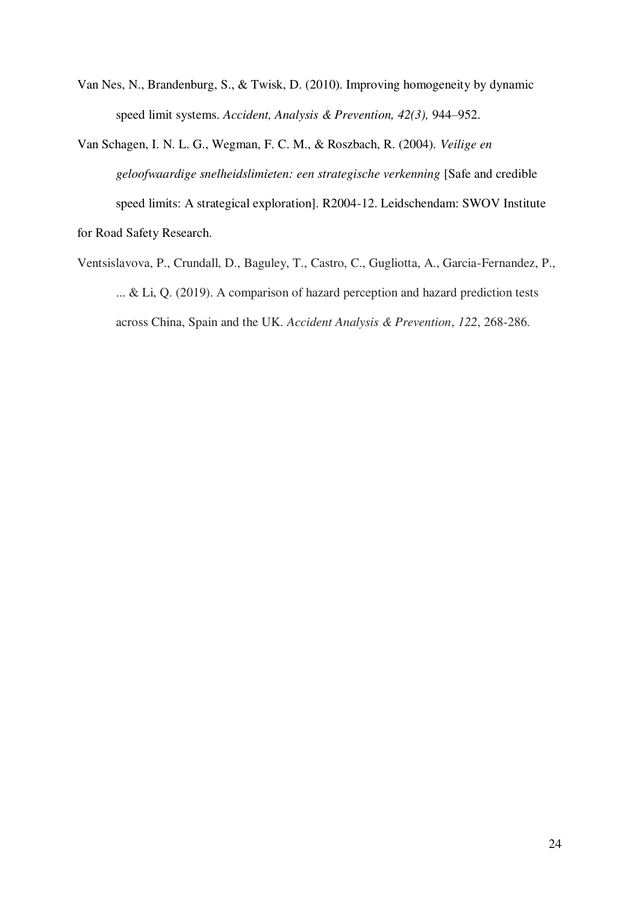Van Nes, N., Brandenburg, S., & Twisk, D. (2010). Improving homogeneity by dynamic speed limit systems. *Accident, Analysis & Prevention, 42(3),* 944–952.

Van Schagen, I. N. L. G., Wegman, F. C. M., & Roszbach, R. (2004). *Veilige en geloofwaardige snelheidslimieten: een strategische verkenning* [Safe and credible speed limits: A strategical exploration]. R2004-12. Leidschendam: SWOV Institute for Road Safety Research.

Ventsislavova, P., Crundall, D., Baguley, T., Castro, C., Gugliotta, A., Garcia-Fernandez, P., ... & Li, Q. (2019). A comparison of hazard perception and hazard prediction tests across China, Spain and the UK. *Accident Analysis & Prevention*, *122*, 268-286.